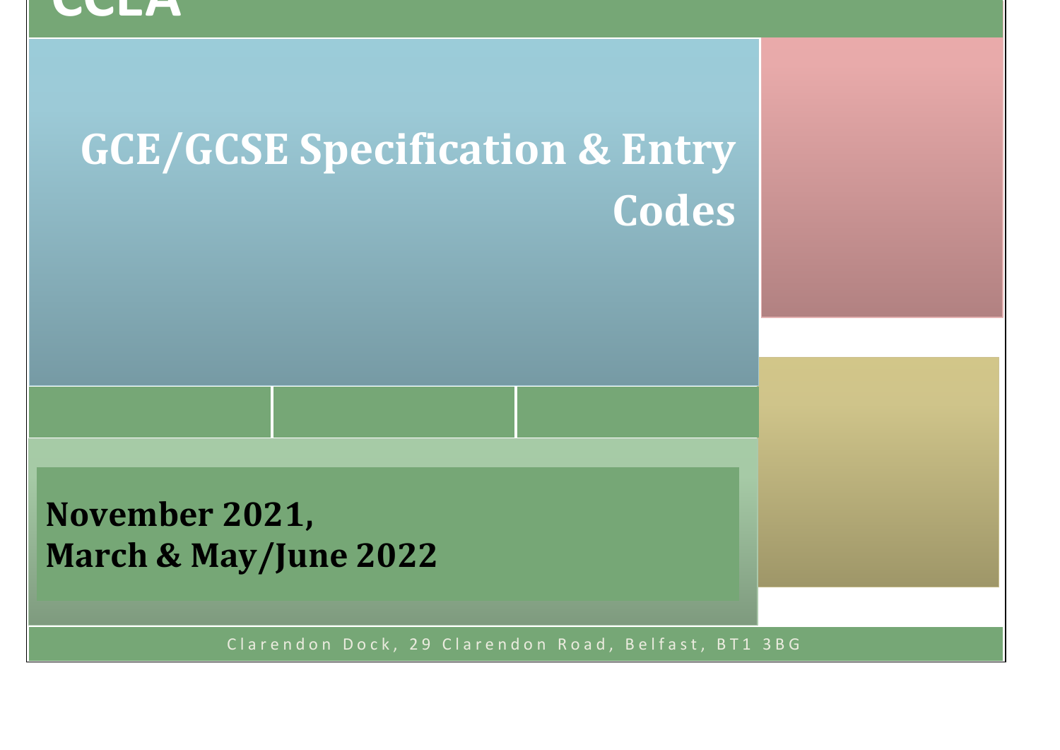# CCEA

# GCE/GCSE Specification & Entry Codes

**November 2021,**
**March & May/June 2022**

Clarendon Dock, 29 Clarendon Road, Belfast, BT1 3BG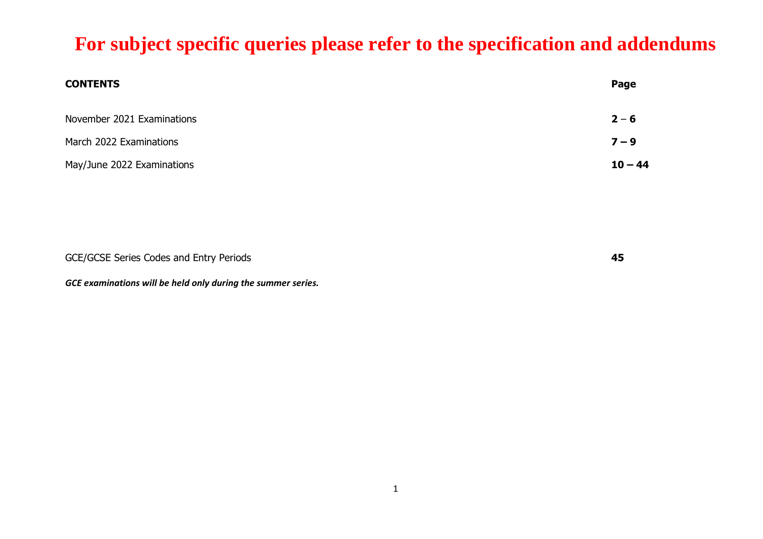# For subject specific queries please refer to the specification and addendums

| **CONTENTS** | **Page** |
| --- | --- |
| November 2021 Examinations | **2 – 6** |
| March 2022 Examinations | **7 – 9** |
| May/June 2022 Examinations | **10 – 44** |
| GCE/GCSE Series Codes and Entry Periods | **45** |

***GCE examinations will be held only during the summer series.***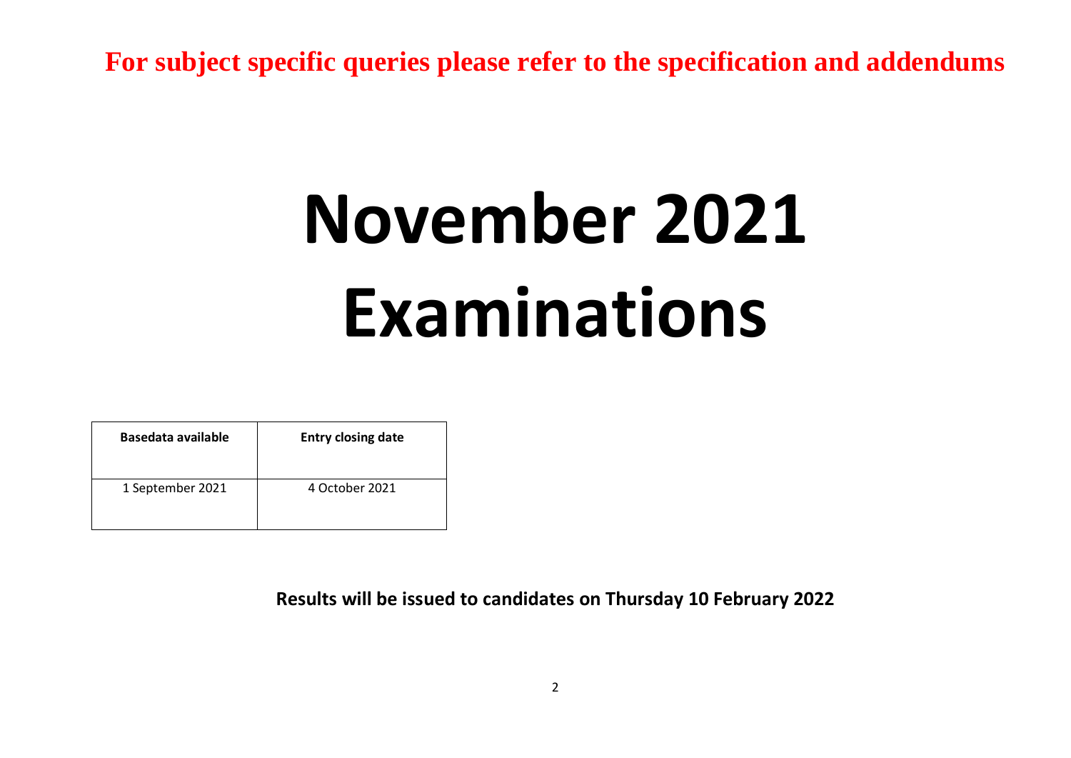**For subject specific queries please refer to the specification and addendums**

# November 2021 Examinations

| Basedata available | Entry closing date |
| --- | --- |
| 1 September 2021 | 4 October 2021 |

**Results will be issued to candidates on Thursday 10 February 2022**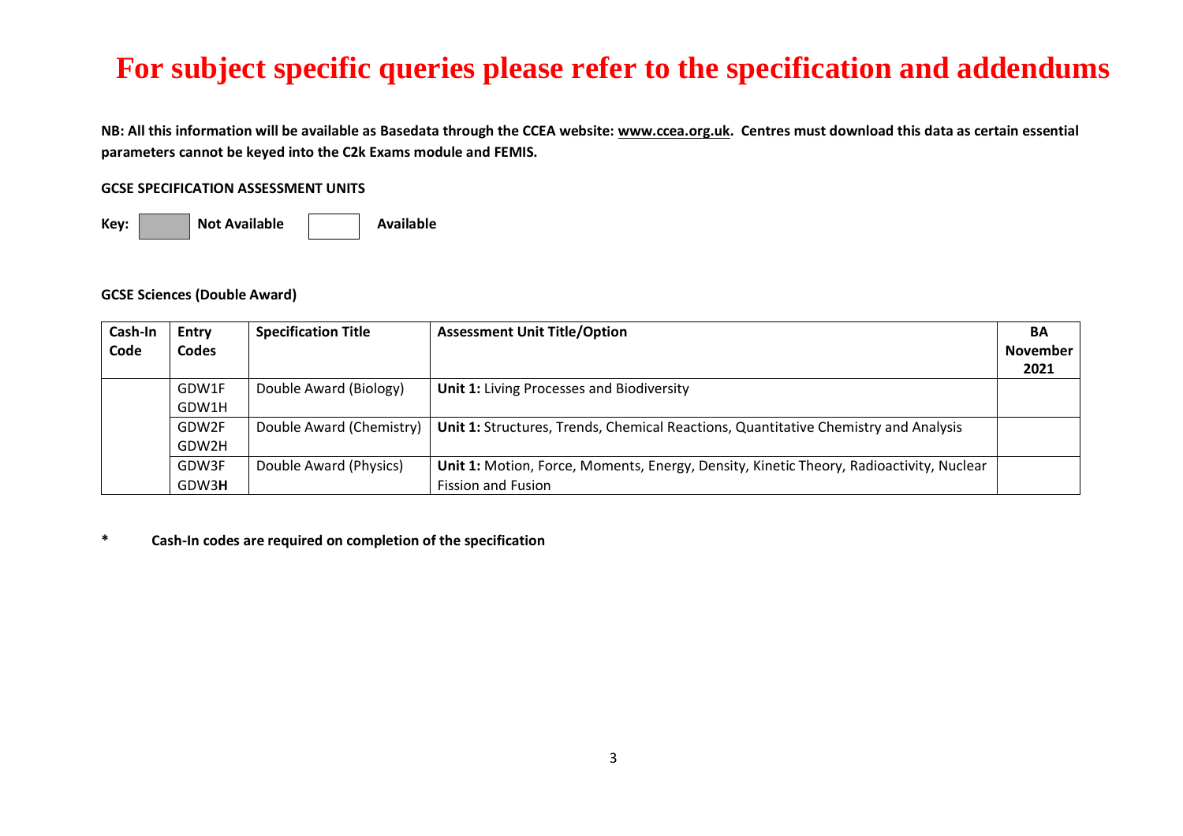# For subject specific queries please refer to the specification and addendums

**NB: All this information will be available as Basedata through the CCEA website: www.ccea.org.uk. Centres must download this data as certain essential parameters cannot be keyed into the C2k Exams module and FEMIS.**

**GCSE SPECIFICATION ASSESSMENT UNITS**

**Key:** | | **Not Available** | | **Available**

**GCSE Sciences (Double Award)**

| Cash-In Code | Entry Codes | Specification Title | Assessment Unit Title/Option | BA November 2021 |
|---|---|---|---|---|
| | GDW1F<br>GDW1H | Double Award (Biology) | **Unit 1:** Living Processes and Biodiversity | |
| | GDW2F<br>GDW2H | Double Award (Chemistry) | **Unit 1:** Structures, Trends, Chemical Reactions, Quantitative Chemistry and Analysis | |
| | GDW3F<br>GDW3**H** | Double Award (Physics) | **Unit 1:** Motion, Force, Moments, Energy, Density, Kinetic Theory, Radioactivity, Nuclear Fission and Fusion | |

**\*** **Cash-In codes are required on completion of the specification**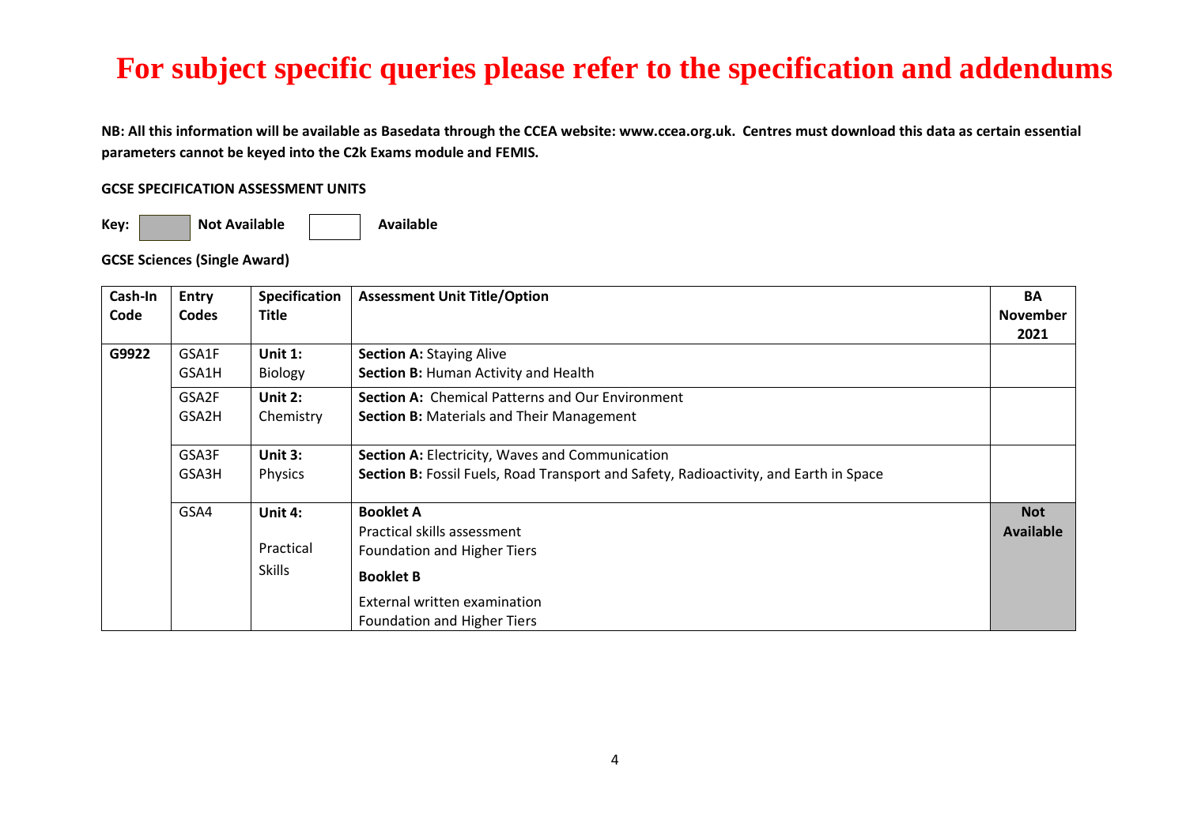# For subject specific queries please refer to the specification and addendums

**NB: All this information will be available as Basedata through the CCEA website: www.ccea.org.uk. Centres must download this data as certain essential parameters cannot be keyed into the C2k Exams module and FEMIS.**

**GCSE SPECIFICATION ASSESSMENT UNITS**

**Key:** [shaded] **Not Available** [unshaded] **Available**

**GCSE Sciences (Single Award)**

| Cash-In Code | Entry Codes | Specification Title | Assessment Unit Title/Option | BA November 2021 |
|---|---|---|---|---|
| **G9922** | GSA1F<br>GSA1H | **Unit 1:**<br>Biology | **Section A:** Staying Alive<br>**Section B:** Human Activity and Health | |
| | GSA2F<br>GSA2H | **Unit 2:**<br>Chemistry | **Section A:** Chemical Patterns and Our Environment<br>**Section B:** Materials and Their Management | |
| | GSA3F<br>GSA3H | **Unit 3:**<br>Physics | **Section A:** Electricity, Waves and Communication<br>**Section B:** Fossil Fuels, Road Transport and Safety, Radioactivity, and Earth in Space | |
| | GSA4 | **Unit 4:**<br>Practical Skills | **Booklet A**<br>Practical skills assessment<br>Foundation and Higher Tiers<br>**Booklet B**<br>External written examination<br>Foundation and Higher Tiers | **Not Available** |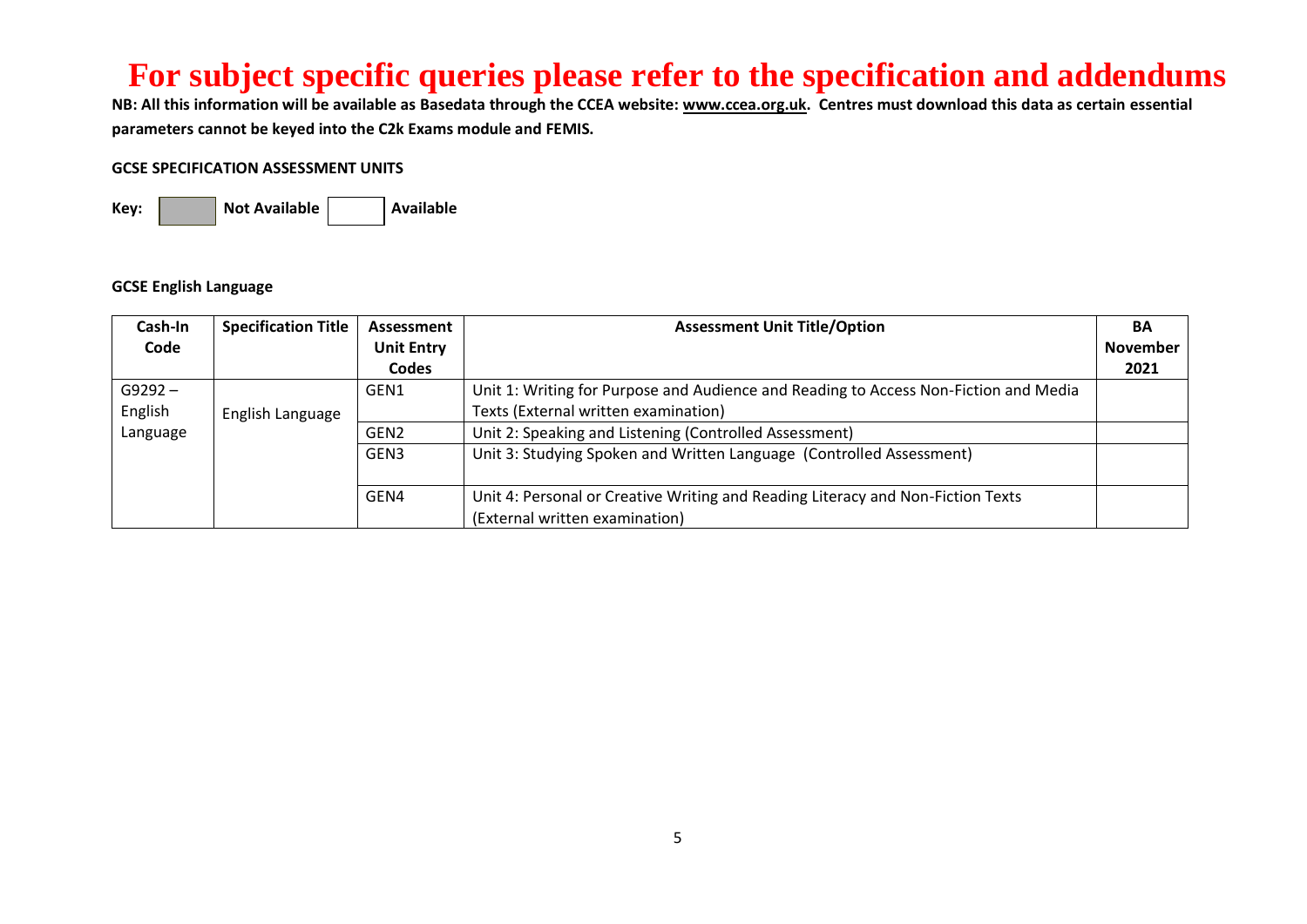# For subject specific queries please refer to the specification and addendums

**NB: All this information will be available as Basedata through the CCEA website: www.ccea.org.uk. Centres must download this data as certain essential parameters cannot be keyed into the C2k Exams module and FEMIS.**

**GCSE SPECIFICATION ASSESSMENT UNITS**

**Key:** | Not Available | | Available |

**GCSE English Language**

| Cash-In Code | Specification Title | Assessment Unit Entry Codes | Assessment Unit Title/Option | BA November 2021 |
|---|---|---|---|---|
| G9292 – English Language | English Language | GEN1 | Unit 1: Writing for Purpose and Audience and Reading to Access Non-Fiction and Media Texts (External written examination) | |
| | | GEN2 | Unit 2: Speaking and Listening (Controlled Assessment) | |
| | | GEN3 | Unit 3: Studying Spoken and Written Language (Controlled Assessment) | |
| | | GEN4 | Unit 4: Personal or Creative Writing and Reading Literacy and Non-Fiction Texts (External written examination) | |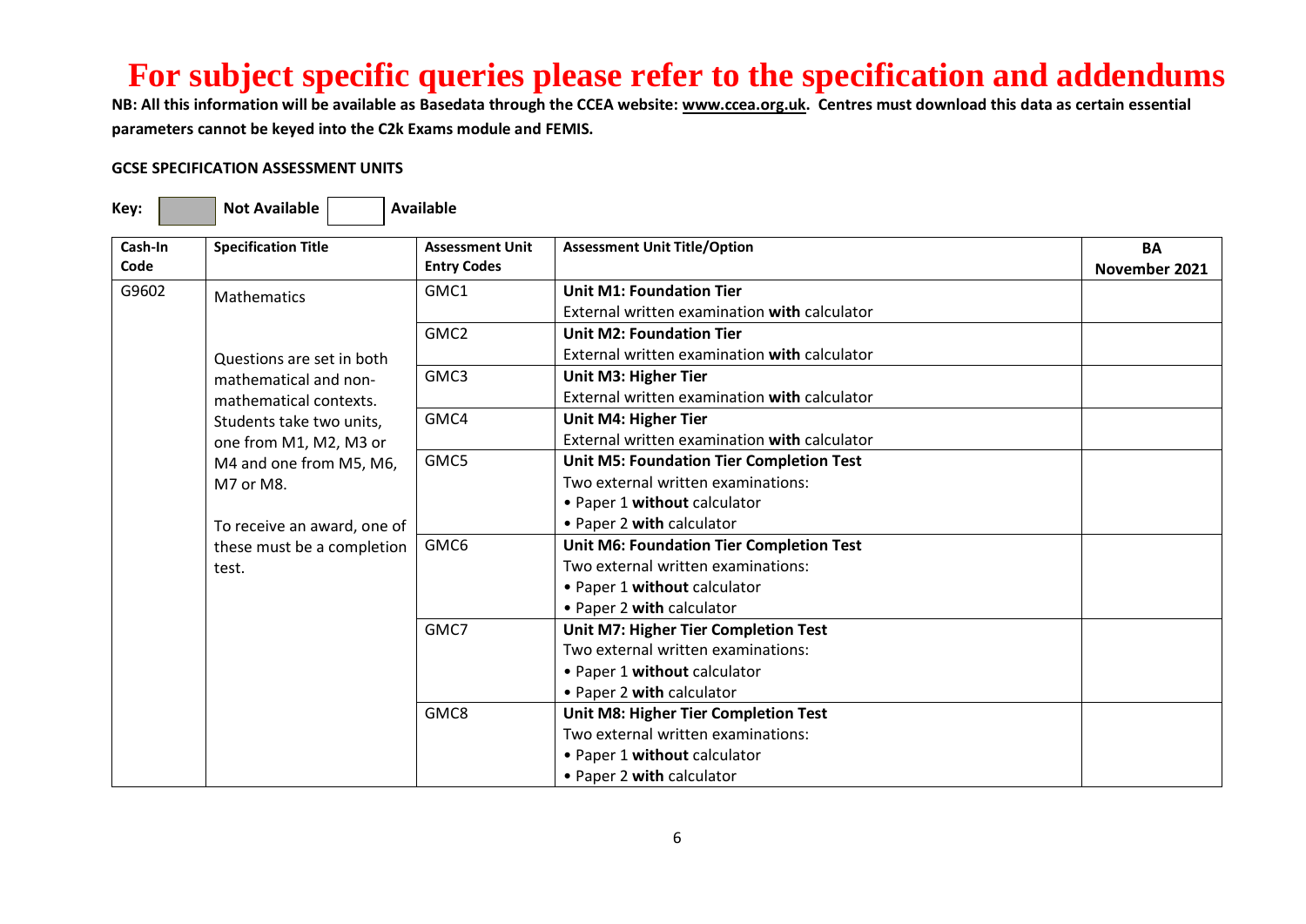# For subject specific queries please refer to the specification and addendums

**NB: All this information will be available as Basedata through the CCEA website: www.ccea.org.uk. Centres must download this data as certain essential parameters cannot be keyed into the C2k Exams module and FEMIS.**

**GCSE SPECIFICATION ASSESSMENT UNITS**

**Key:** [grey] **Not Available** [white] **Available**

| Cash-In Code | Specification Title | Assessment Unit Entry Codes | Assessment Unit Title/Option | BA November 2021 |
|---|---|---|---|---|
| G9602 | Mathematics<br><br>Questions are set in both mathematical and non-mathematical contexts. Students take two units, one from M1, M2, M3 or M4 and one from M5, M6, M7 or M8.<br><br>To receive an award, one of these must be a completion test. | GMC1 | **Unit M1: Foundation Tier**<br>External written examination **with** calculator | |
| | | GMC2 | **Unit M2: Foundation Tier**<br>External written examination **with** calculator | |
| | | GMC3 | **Unit M3: Higher Tier**<br>External written examination **with** calculator | |
| | | GMC4 | **Unit M4: Higher Tier**<br>External written examination **with** calculator | |
| | | GMC5 | **Unit M5: Foundation Tier Completion Test**<br>Two external written examinations:<br>• Paper 1 **without** calculator<br>• Paper 2 **with** calculator | |
| | | GMC6 | **Unit M6: Foundation Tier Completion Test**<br>Two external written examinations:<br>• Paper 1 **without** calculator<br>• Paper 2 **with** calculator | |
| | | GMC7 | **Unit M7: Higher Tier Completion Test**<br>Two external written examinations:<br>• Paper 1 **without** calculator<br>• Paper 2 **with** calculator | |
| | | GMC8 | **Unit M8: Higher Tier Completion Test**<br>Two external written examinations:<br>• Paper 1 **without** calculator<br>• Paper 2 **with** calculator | |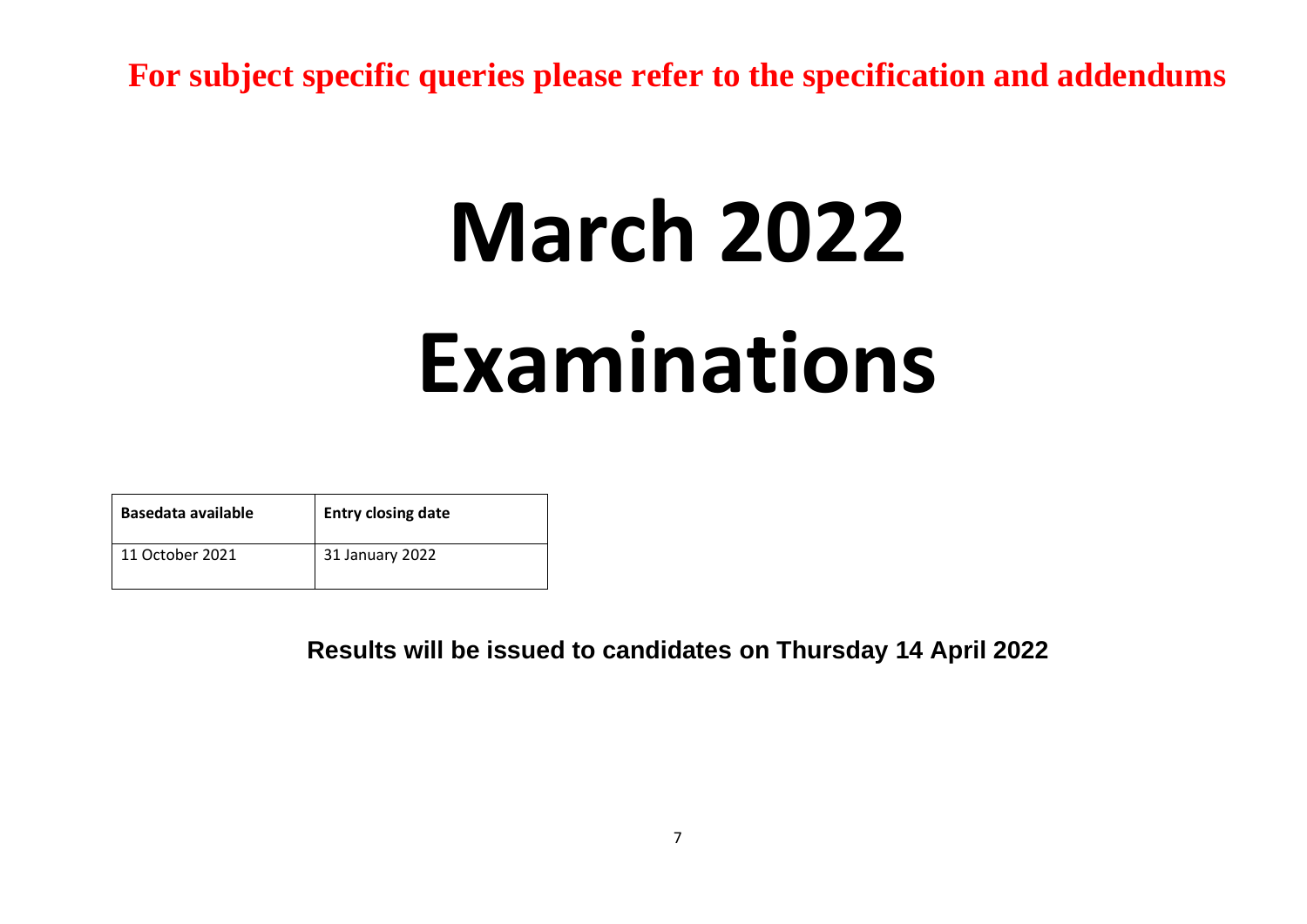**For subject specific queries please refer to the specification and addendums**

# March 2022 Examinations

| Basedata available | Entry closing date |
| --- | --- |
| 11 October 2021 | 31 January 2022 |

**Results will be issued to candidates on Thursday 14 April 2022**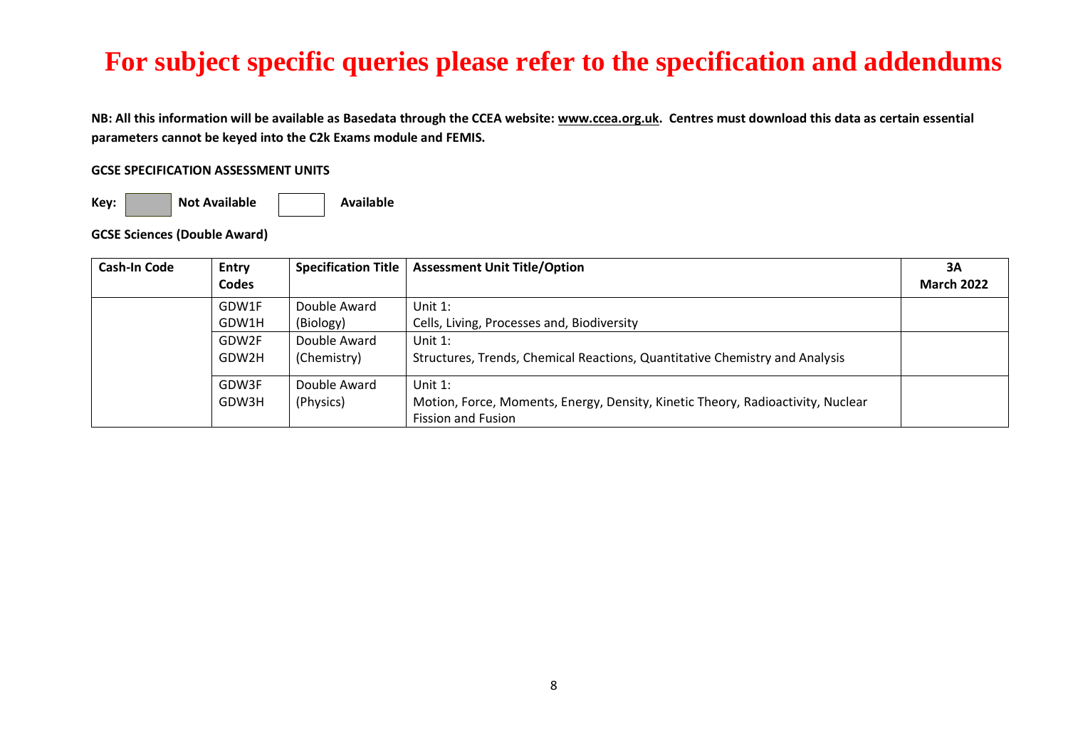# For subject specific queries please refer to the specification and addendums

**NB: All this information will be available as Basedata through the CCEA website: www.ccea.org.uk. Centres must download this data as certain essential parameters cannot be keyed into the C2k Exams module and FEMIS.**

**GCSE SPECIFICATION ASSESSMENT UNITS**

**Key:** Not Available | Available

**GCSE Sciences (Double Award)**

| Cash-In Code | Entry Codes | Specification Title | Assessment Unit Title/Option | 3A March 2022 |
|---|---|---|---|---|
| | GDW1F GDW1H | Double Award (Biology) | Unit 1: Cells, Living, Processes and, Biodiversity | |
| | GDW2F GDW2H | Double Award (Chemistry) | Unit 1: Structures, Trends, Chemical Reactions, Quantitative Chemistry and Analysis | |
| | GDW3F GDW3H | Double Award (Physics) | Unit 1: Motion, Force, Moments, Energy, Density, Kinetic Theory, Radioactivity, Nuclear Fission and Fusion | |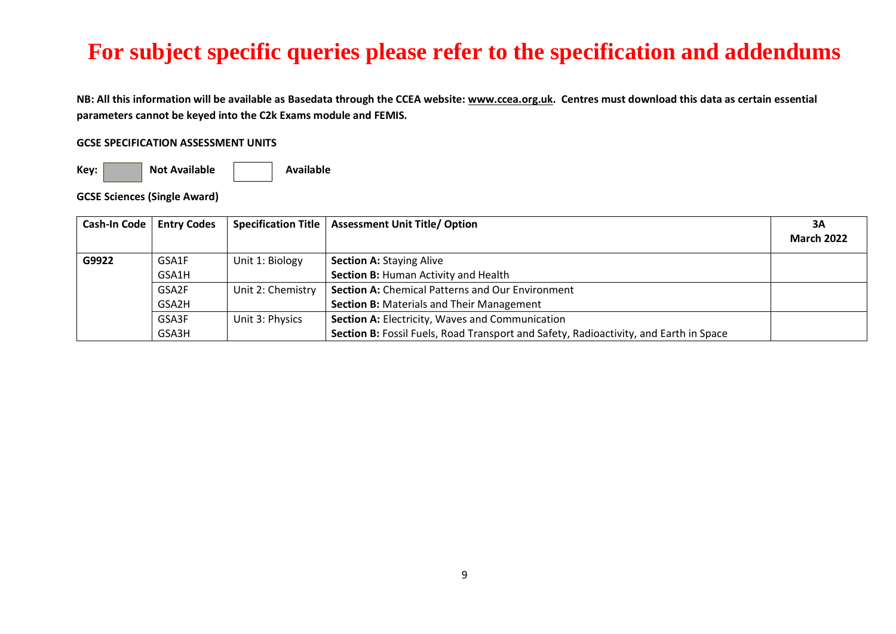# For subject specific queries please refer to the specification and addendums

**NB: All this information will be available as Basedata through the CCEA website: www.ccea.org.uk. Centres must download this data as certain essential parameters cannot be keyed into the C2k Exams module and FEMIS.**

**GCSE SPECIFICATION ASSESSMENT UNITS**

**Key:** Not Available | Available

**GCSE Sciences (Single Award)**

| Cash-In Code | Entry Codes | Specification Title | Assessment Unit Title/ Option | 3A March 2022 |
|---|---|---|---|---|
| **G9922** | GSA1F<br>GSA1H | Unit 1: Biology | **Section A:** Staying Alive<br>**Section B:** Human Activity and Health | |
| | GSA2F<br>GSA2H | Unit 2: Chemistry | **Section A:** Chemical Patterns and Our Environment<br>**Section B:** Materials and Their Management | |
| | GSA3F<br>GSA3H | Unit 3: Physics | **Section A:** Electricity, Waves and Communication<br>**Section B:** Fossil Fuels, Road Transport and Safety, Radioactivity, and Earth in Space | |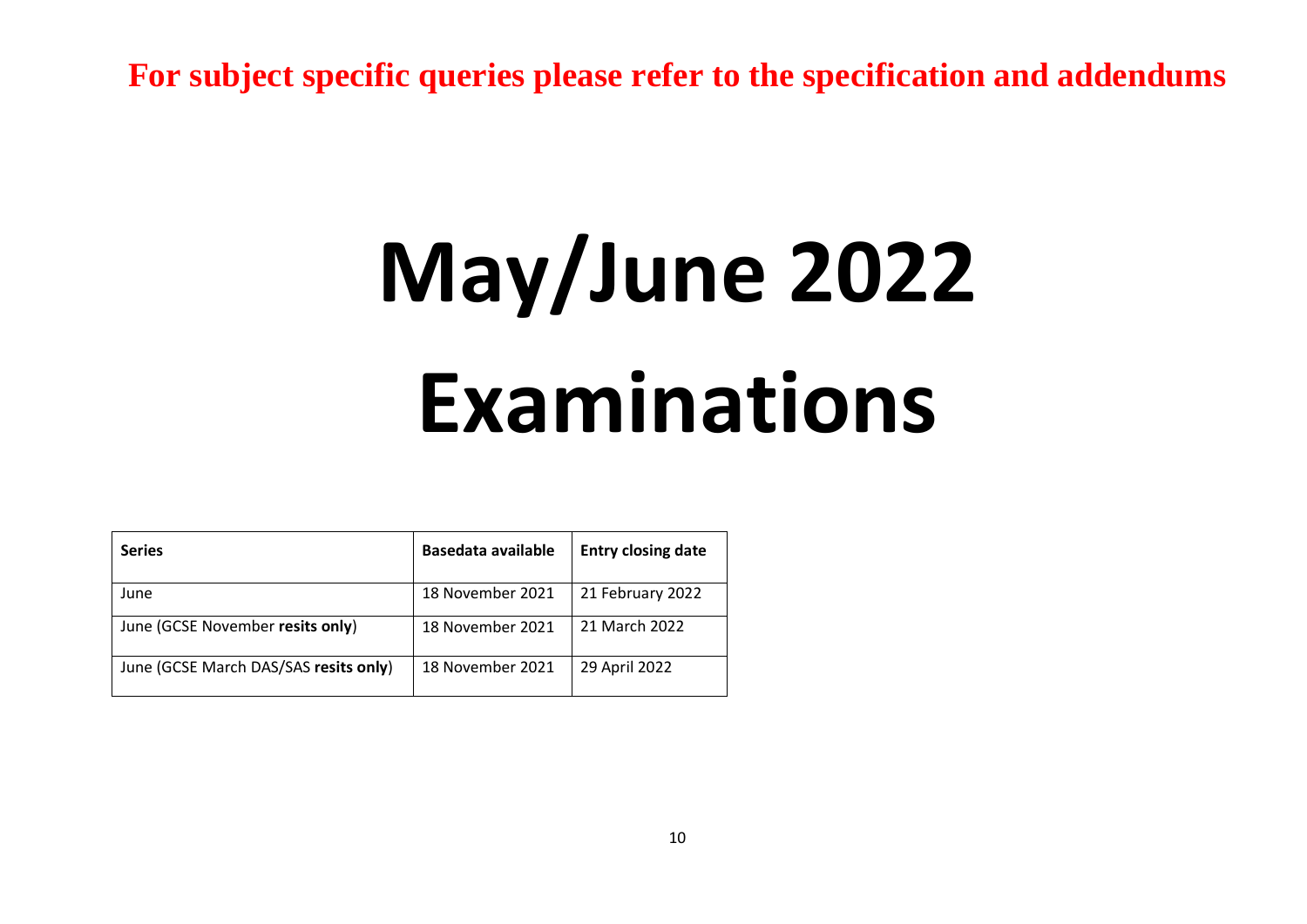**For subject specific queries please refer to the specification and addendums**

# May/June 2022 Examinations

| **Series** | **Basedata available** | **Entry closing date** |
|---|---|---|
| June | 18 November 2021 | 21 February 2022 |
| June (GCSE November **resits only**) | 18 November 2021 | 21 March 2022 |
| June (GCSE March DAS/SAS **resits only**) | 18 November 2021 | 29 April 2022 |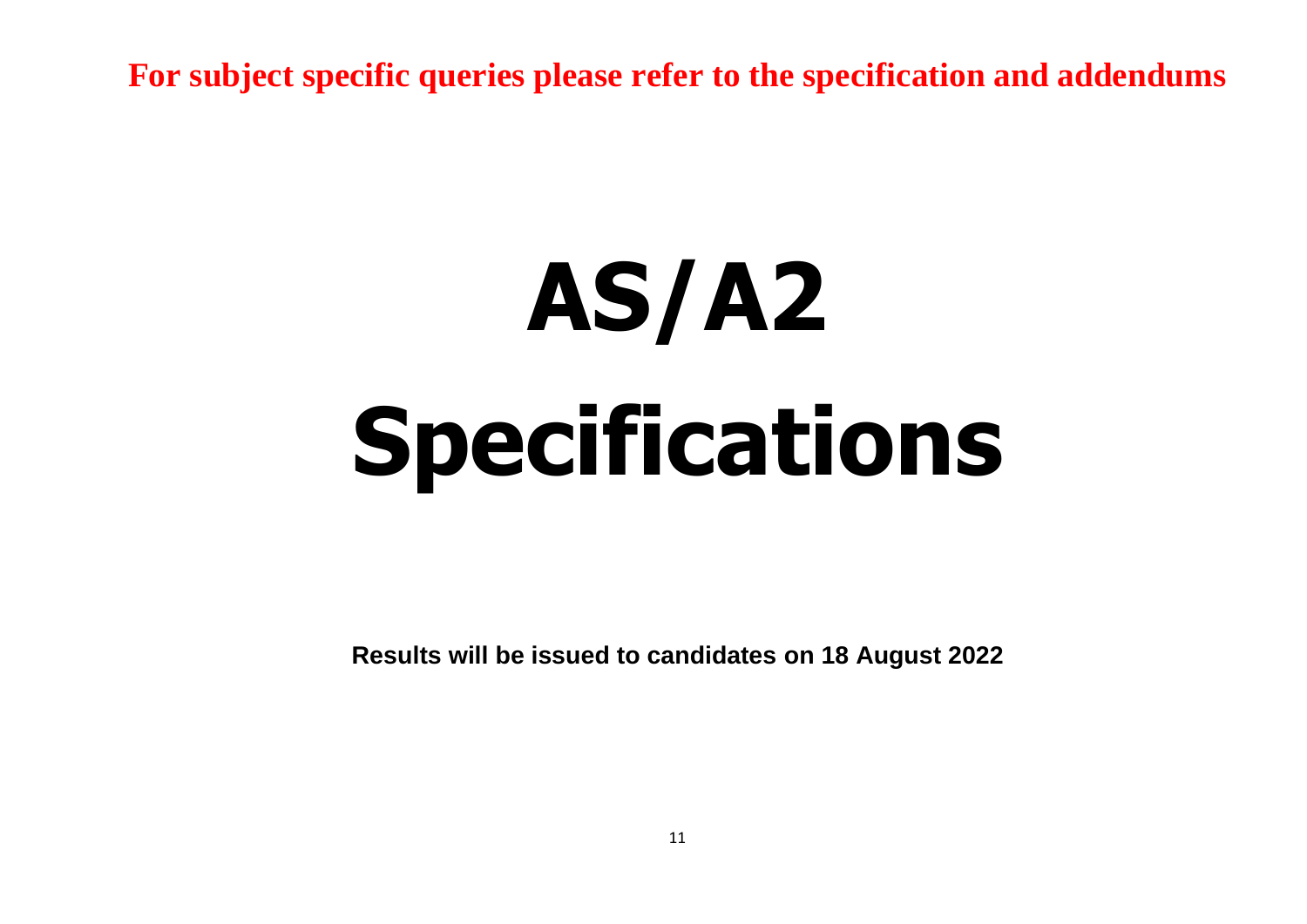**For subject specific queries please refer to the specification and addendums**

# AS/A2 Specifications

**Results will be issued to candidates on 18 August 2022**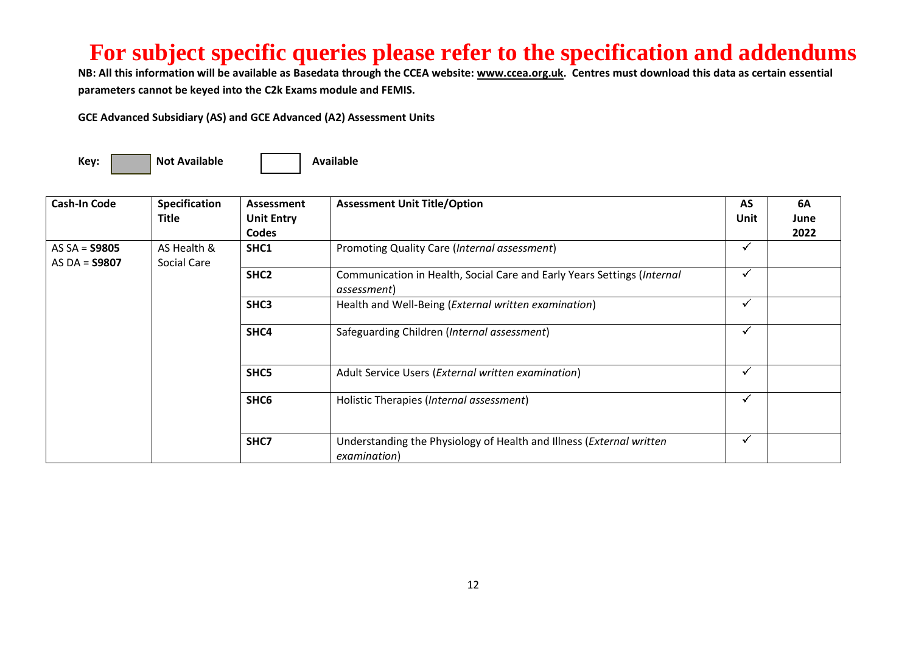# For subject specific queries please refer to the specification and addendums

**NB: All this information will be available as Basedata through the CCEA website: www.ccea.org.uk. Centres must download this data as certain essential parameters cannot be keyed into the C2k Exams module and FEMIS.**

**GCE Advanced Subsidiary (AS) and GCE Advanced (A2) Assessment Units**

**Key:** [grey box] **Not Available** [white box] **Available**

| Cash-In Code | Specification Title | Assessment Unit Entry Codes | Assessment Unit Title/Option | AS Unit | 6A June 2022 |
|---|---|---|---|---|---|
| AS SA = **S9805**<br>AS DA = **S9807** | AS Health & Social Care | **SHC1** | Promoting Quality Care (*Internal assessment*) | ✓ | |
| | | **SHC2** | Communication in Health, Social Care and Early Years Settings (*Internal assessment*) | ✓ | |
| | | **SHC3** | Health and Well-Being (*External written examination*) | ✓ | |
| | | **SHC4** | Safeguarding Children (*Internal assessment*) | ✓ | |
| | | **SHC5** | Adult Service Users (*External written examination*) | ✓ | |
| | | **SHC6** | Holistic Therapies (*Internal assessment*) | ✓ | |
| | | **SHC7** | Understanding the Physiology of Health and Illness (*External written examination*) | ✓ | |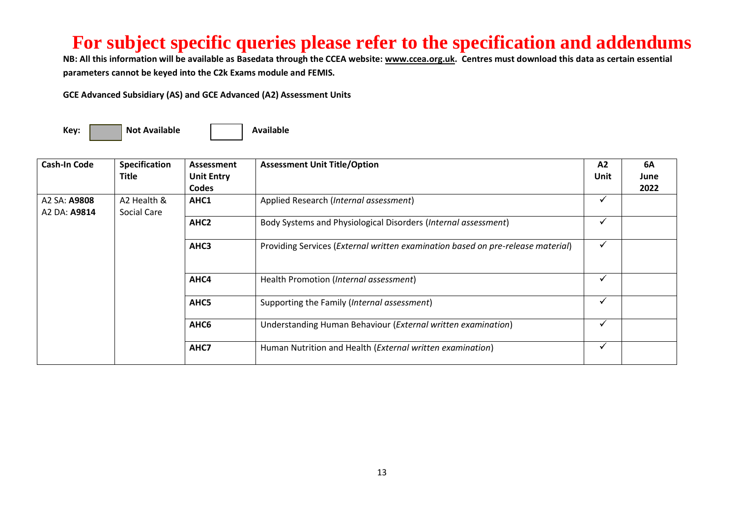# For subject specific queries please refer to the specification and addendums

**NB: All this information will be available as Basedata through the CCEA website: www.ccea.org.uk. Centres must download this data as certain essential parameters cannot be keyed into the C2k Exams module and FEMIS.**

**GCE Advanced Subsidiary (AS) and GCE Advanced (A2) Assessment Units**

**Key:** ▒ **Not Available** ☐ **Available**

| Cash-In Code | Specification Title | Assessment Unit Entry Codes | Assessment Unit Title/Option | A2 Unit | 6A June 2022 |
|---|---|---|---|---|---|
| A2 SA: **A9808**<br>A2 DA: **A9814** | A2 Health & Social Care | **AHC1** | Applied Research (*Internal assessment*) | ✓ | |
| | | **AHC2** | Body Systems and Physiological Disorders (*Internal assessment*) | ✓ | |
| | | **AHC3** | Providing Services (*External written examination based on pre-release material*) | ✓ | |
| | | **AHC4** | Health Promotion (*Internal assessment*) | ✓ | |
| | | **AHC5** | Supporting the Family (*Internal assessment*) | ✓ | |
| | | **AHC6** | Understanding Human Behaviour (*External written examination*) | ✓ | |
| | | **AHC7** | Human Nutrition and Health (*External written examination*) | ✓ | |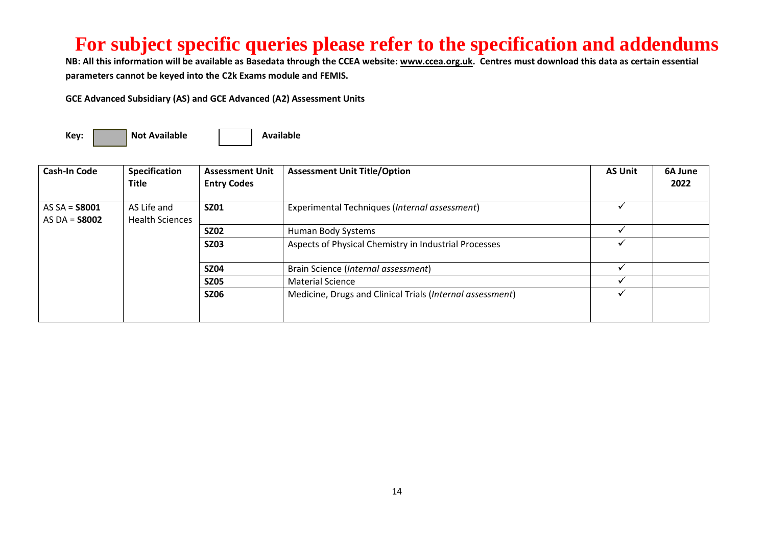# For subject specific queries please refer to the specification and addendums

**NB: All this information will be available as Basedata through the CCEA website: www.ccea.org.uk. Centres must download this data as certain essential parameters cannot be keyed into the C2k Exams module and FEMIS.**

**GCE Advanced Subsidiary (AS) and GCE Advanced (A2) Assessment Units**

**Key:** Not Available (shaded) | Available (unshaded)

| Cash-In Code | Specification Title | Assessment Unit Entry Codes | Assessment Unit Title/Option | AS Unit | 6A June 2022 |
|---|---|---|---|---|---|
| AS SA = **S8001**<br>AS DA = **S8002** | AS Life and Health Sciences | **SZ01** | Experimental Techniques (*Internal assessment*) | ✓ | |
| | | **SZ02** | Human Body Systems | ✓ | |
| | | **SZ03** | Aspects of Physical Chemistry in Industrial Processes | ✓ | |
| | | **SZ04** | Brain Science (*Internal assessment*) | ✓ | |
| | | **SZ05** | Material Science | ✓ | |
| | | **SZ06** | Medicine, Drugs and Clinical Trials (*Internal assessment*) | ✓ | |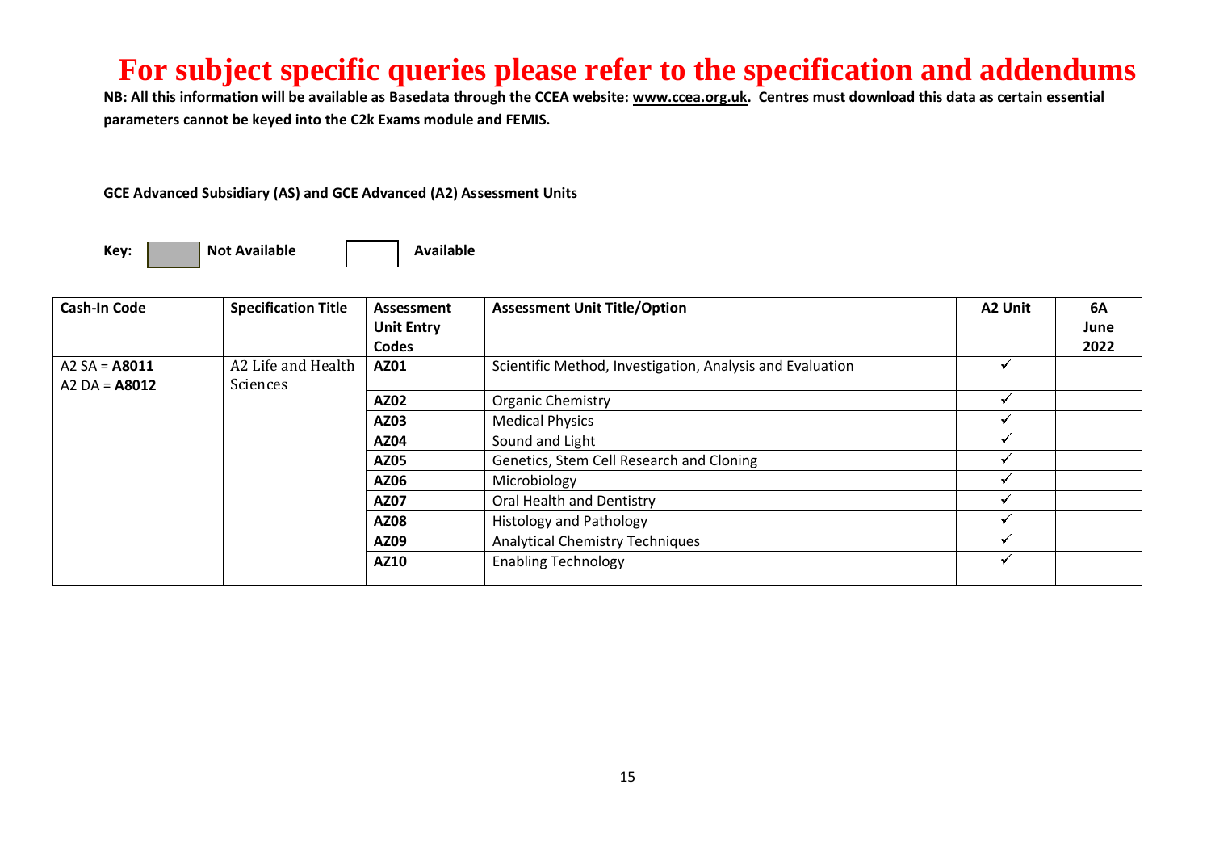# For subject specific queries please refer to the specification and addendums

**NB: All this information will be available as Basedata through the CCEA website: www.ccea.org.uk. Centres must download this data as certain essential parameters cannot be keyed into the C2k Exams module and FEMIS.**

**GCE Advanced Subsidiary (AS) and GCE Advanced (A2) Assessment Units**

**Key:** Not Available (shaded) | Available (unshaded)

| Cash-In Code | Specification Title | Assessment Unit Entry Codes | Assessment Unit Title/Option | A2 Unit | 6A June 2022 |
|---|---|---|---|---|---|
| A2 SA = **A8011**<br>A2 DA = **A8012** | A2 Life and Health Sciences | **AZ01** | Scientific Method, Investigation, Analysis and Evaluation | ✓ | |
| | | **AZ02** | Organic Chemistry | ✓ | |
| | | **AZ03** | Medical Physics | ✓ | |
| | | **AZ04** | Sound and Light | ✓ | |
| | | **AZ05** | Genetics, Stem Cell Research and Cloning | ✓ | |
| | | **AZ06** | Microbiology | ✓ | |
| | | **AZ07** | Oral Health and Dentistry | ✓ | |
| | | **AZ08** | Histology and Pathology | ✓ | |
| | | **AZ09** | Analytical Chemistry Techniques | ✓ | |
| | | **AZ10** | Enabling Technology | ✓ | |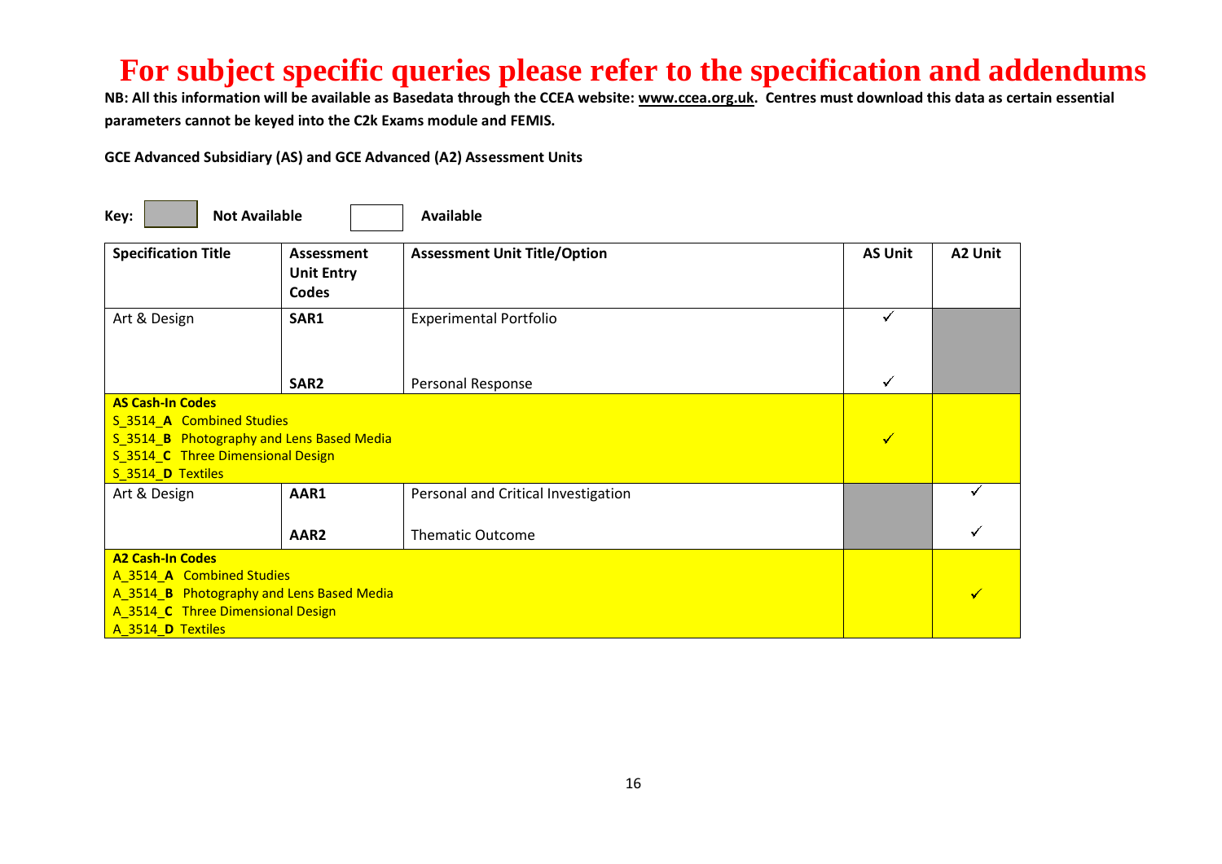# For subject specific queries please refer to the specification and addendums

**NB: All this information will be available as Basedata through the CCEA website: www.ccea.org.uk. Centres must download this data as certain essential parameters cannot be keyed into the C2k Exams module and FEMIS.**

**GCE Advanced Subsidiary (AS) and GCE Advanced (A2) Assessment Units**

**Key:** [grey] **Not Available** [white] **Available**

| Specification Title | Assessment Unit Entry Codes | Assessment Unit Title/Option | AS Unit | A2 Unit |
|---|---|---|---|---|
| Art & Design | **SAR1** | Experimental Portfolio | ✓ | |
| | **SAR2** | Personal Response | ✓ | |
| **AS Cash-In Codes**<br>S_3514_**A** Combined Studies<br>S_3514_**B** Photography and Lens Based Media<br>S_3514_**C** Three Dimensional Design<br>S_3514_**D** Textiles | | | ✓ | |
| Art & Design | **AAR1** | Personal and Critical Investigation | | ✓ |
| | **AAR2** | Thematic Outcome | | ✓ |
| **A2 Cash-In Codes**<br>A_3514_**A** Combined Studies<br>A_3514_**B** Photography and Lens Based Media<br>A_3514_**C** Three Dimensional Design<br>A_3514_**D** Textiles | | | | ✓ |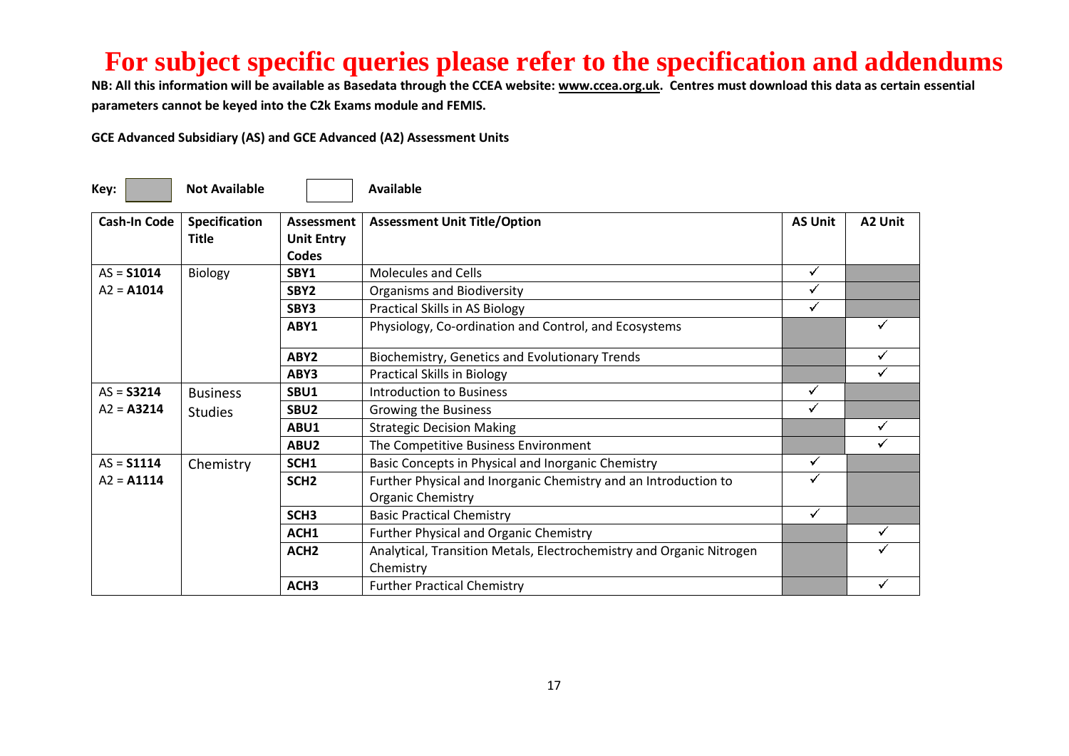# For subject specific queries please refer to the specification and addendums

**NB: All this information will be available as Basedata through the CCEA website: www.ccea.org.uk. Centres must download this data as certain essential parameters cannot be keyed into the C2k Exams module and FEMIS.**

**GCE Advanced Subsidiary (AS) and GCE Advanced (A2) Assessment Units**

**Key:** [shaded] **Not Available** [blank] **Available**

| Cash-In Code | Specification Title | Assessment Unit Entry Codes | Assessment Unit Title/Option | AS Unit | A2 Unit |
|---|---|---|---|---|---|
| AS = **S1014** A2 = **A1014** | Biology | **SBY1** | Molecules and Cells | ✓ | Not Available |
| | | **SBY2** | Organisms and Biodiversity | ✓ | Not Available |
| | | **SBY3** | Practical Skills in AS Biology | ✓ | Not Available |
| | | **ABY1** | Physiology, Co-ordination and Control, and Ecosystems | Not Available | ✓ |
| | | **ABY2** | Biochemistry, Genetics and Evolutionary Trends | Not Available | ✓ |
| | | **ABY3** | Practical Skills in Biology | Not Available | ✓ |
| AS = **S3214** A2 = **A3214** | Business Studies | **SBU1** | Introduction to Business | ✓ | Not Available |
| | | **SBU2** | Growing the Business | ✓ | Not Available |
| | | **ABU1** | Strategic Decision Making | Not Available | ✓ |
| | | **ABU2** | The Competitive Business Environment | Not Available | ✓ |
| AS = **S1114** A2 = **A1114** | Chemistry | **SCH1** | Basic Concepts in Physical and Inorganic Chemistry | ✓ | Not Available |
| | | **SCH2** | Further Physical and Inorganic Chemistry and an Introduction to Organic Chemistry | ✓ | Not Available |
| | | **SCH3** | Basic Practical Chemistry | ✓ | Not Available |
| | | **ACH1** | Further Physical and Organic Chemistry | Not Available | ✓ |
| | | **ACH2** | Analytical, Transition Metals, Electrochemistry and Organic Nitrogen Chemistry | Not Available | ✓ |
| | | **ACH3** | Further Practical Chemistry | Not Available | ✓ |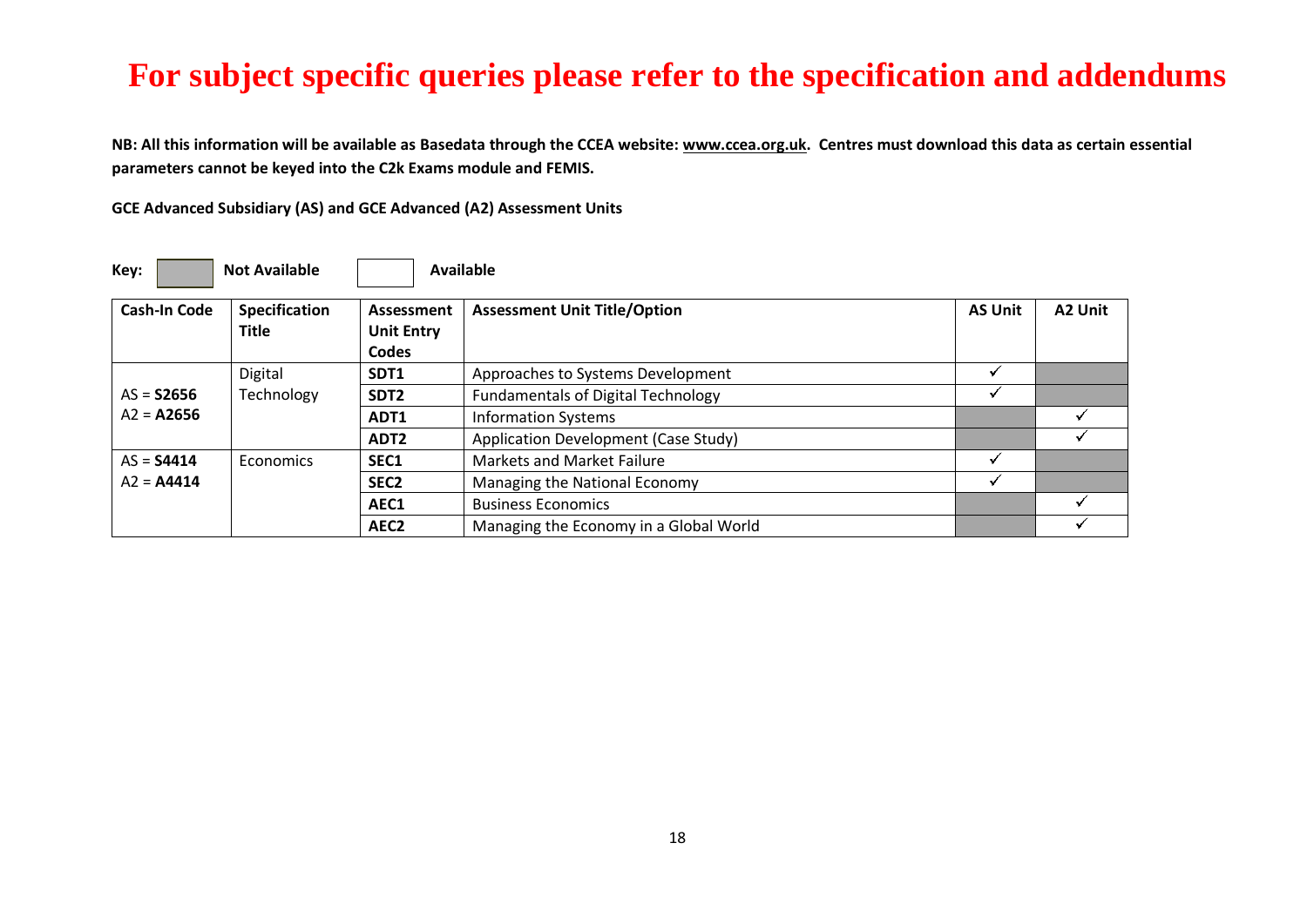# For subject specific queries please refer to the specification and addendums

**NB: All this information will be available as Basedata through the CCEA website: www.ccea.org.uk. Centres must download this data as certain essential parameters cannot be keyed into the C2k Exams module and FEMIS.**

**GCE Advanced Subsidiary (AS) and GCE Advanced (A2) Assessment Units**

**Key:** [shaded] **Not Available** [blank] **Available**

| Cash-In Code | Specification Title | Assessment Unit Entry Codes | Assessment Unit Title/Option | AS Unit | A2 Unit |
|---|---|---|---|---|---|
| AS = **S2656**<br>A2 = **A2656** | Digital Technology | **SDT1** | Approaches to Systems Development | ✓ | Not Available |
| | | **SDT2** | Fundamentals of Digital Technology | ✓ | Not Available |
| | | **ADT1** | Information Systems | Not Available | ✓ |
| | | **ADT2** | Application Development (Case Study) | Not Available | ✓ |
| AS = **S4414**<br>A2 = **A4414** | Economics | **SEC1** | Markets and Market Failure | ✓ | Not Available |
| | | **SEC2** | Managing the National Economy | ✓ | Not Available |
| | | **AEC1** | Business Economics | Not Available | ✓ |
| | | **AEC2** | Managing the Economy in a Global World | Not Available | ✓ |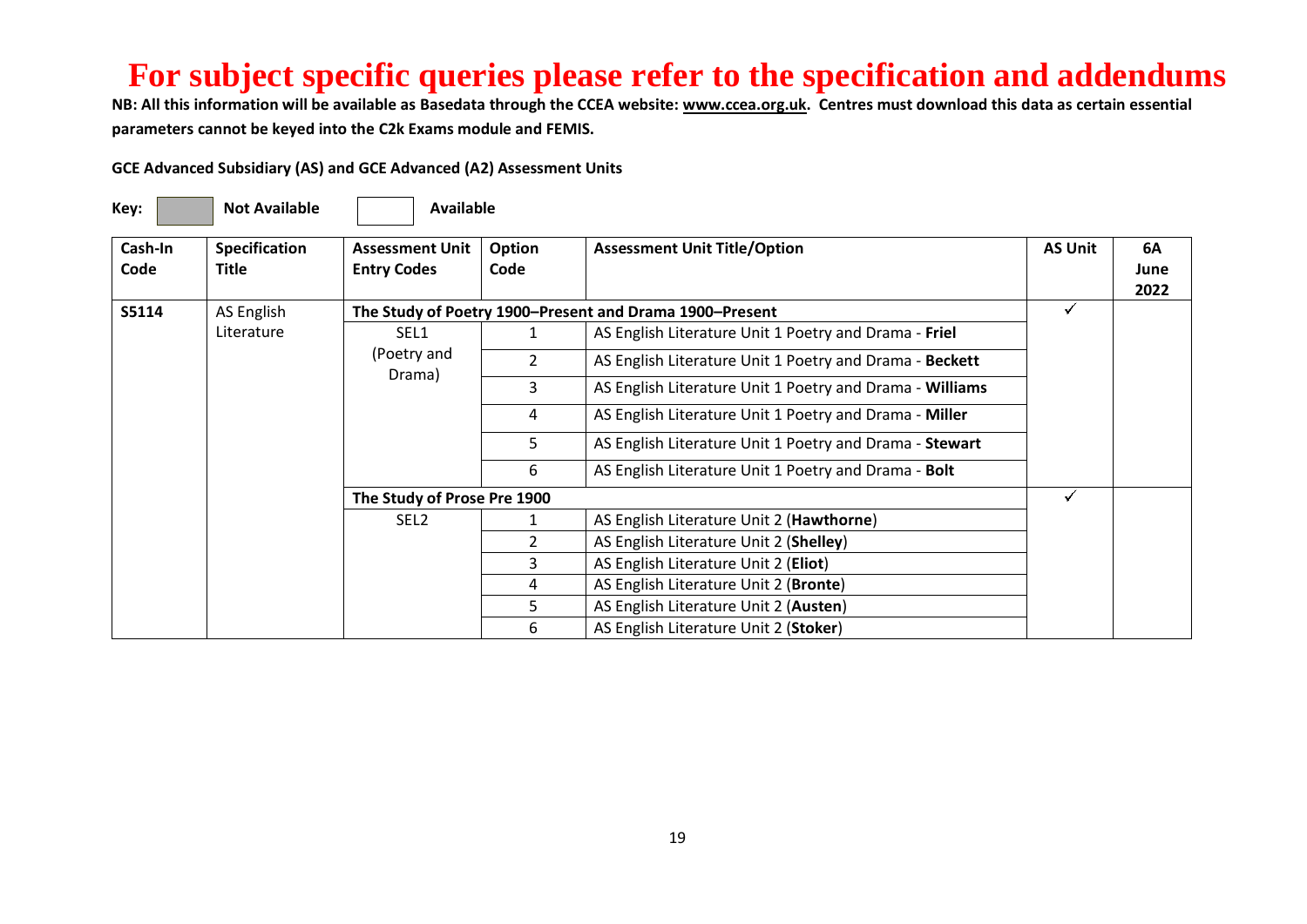# For subject specific queries please refer to the specification and addendums

**NB: All this information will be available as Basedata through the CCEA website: www.ccea.org.uk. Centres must download this data as certain essential parameters cannot be keyed into the C2k Exams module and FEMIS.**

**GCE Advanced Subsidiary (AS) and GCE Advanced (A2) Assessment Units**

**Key:** Not Available (shaded) | Available (unshaded)

| Cash-In Code | Specification Title | Assessment Unit Entry Codes | Option Code | Assessment Unit Title/Option | AS Unit | 6A June 2022 |
|---|---|---|---|---|---|---|
| **S5114** | AS English Literature | **The Study of Poetry 1900–Present and Drama 1900–Present** | | | ✓ | |
| | | SEL1 (Poetry and Drama) | 1 | AS English Literature Unit 1 Poetry and Drama - **Friel** | | |
| | | | 2 | AS English Literature Unit 1 Poetry and Drama - **Beckett** | | |
| | | | 3 | AS English Literature Unit 1 Poetry and Drama - **Williams** | | |
| | | | 4 | AS English Literature Unit 1 Poetry and Drama - **Miller** | | |
| | | | 5 | AS English Literature Unit 1 Poetry and Drama - **Stewart** | | |
| | | | 6 | AS English Literature Unit 1 Poetry and Drama - **Bolt** | | |
| | | **The Study of Prose Pre 1900** | | | ✓ | |
| | | SEL2 | 1 | AS English Literature Unit 2 (**Hawthorne**) | | |
| | | | 2 | AS English Literature Unit 2 (**Shelley**) | | |
| | | | 3 | AS English Literature Unit 2 (**Eliot**) | | |
| | | | 4 | AS English Literature Unit 2 (**Bronte**) | | |
| | | | 5 | AS English Literature Unit 2 (**Austen**) | | |
| | | | 6 | AS English Literature Unit 2 (**Stoker**) | | |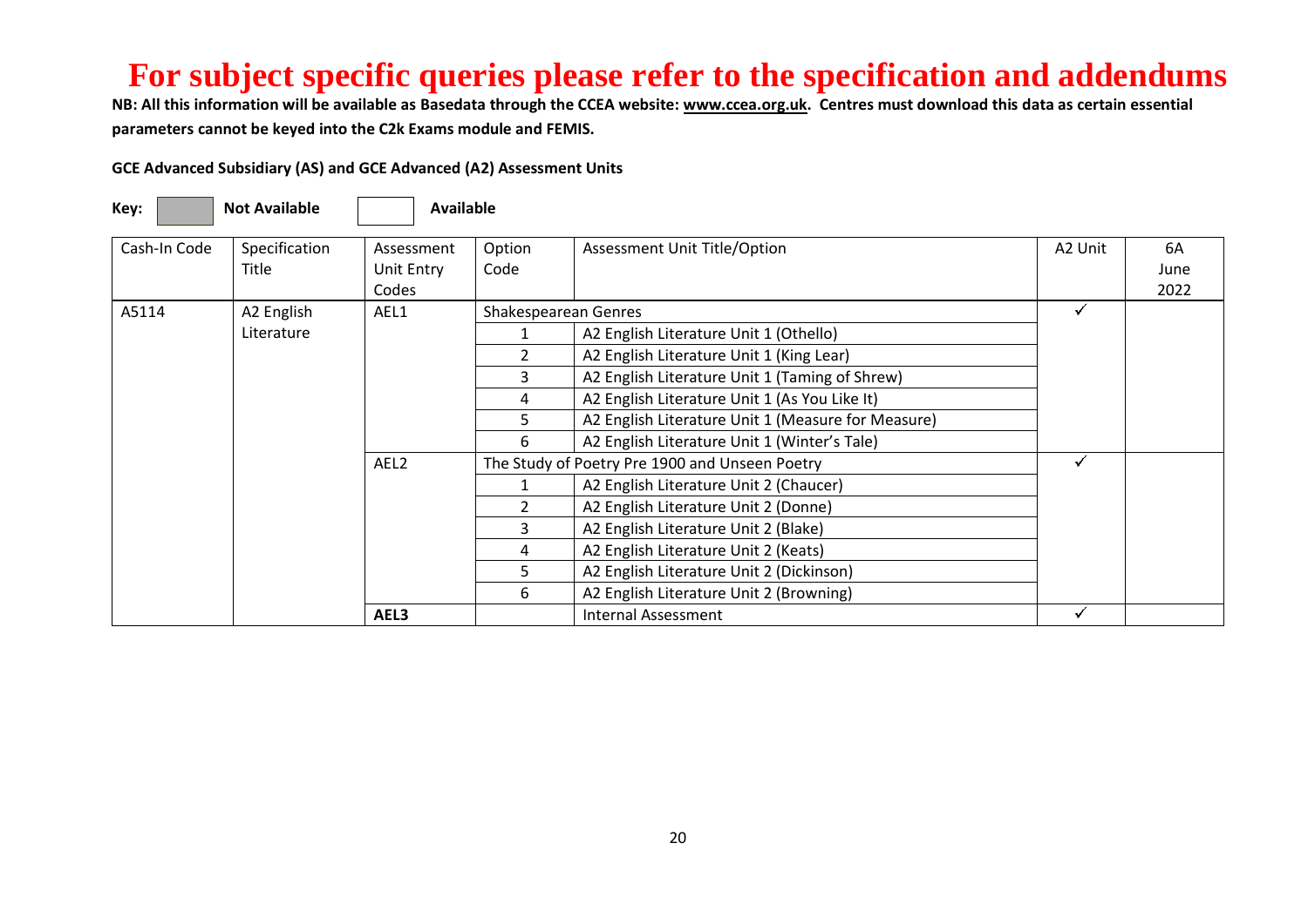# For subject specific queries please refer to the specification and addendums

**NB: All this information will be available as Basedata through the CCEA website: www.ccea.org.uk. Centres must download this data as certain essential parameters cannot be keyed into the C2k Exams module and FEMIS.**

**GCE Advanced Subsidiary (AS) and GCE Advanced (A2) Assessment Units**

**Key:** [grey box] **Not Available** [white box] **Available**

| Cash-In Code | Specification Title | Assessment Unit Entry Codes | Option Code | Assessment Unit Title/Option | A2 Unit | 6A June 2022 |
|---|---|---|---|---|---|---|
| A5114 | A2 English Literature | AEL1 | Shakespearean Genres | | ✓ | |
| | | | 1 | A2 English Literature Unit 1 (Othello) | | |
| | | | 2 | A2 English Literature Unit 1 (King Lear) | | |
| | | | 3 | A2 English Literature Unit 1 (Taming of Shrew) | | |
| | | | 4 | A2 English Literature Unit 1 (As You Like It) | | |
| | | | 5 | A2 English Literature Unit 1 (Measure for Measure) | | |
| | | | 6 | A2 English Literature Unit 1 (Winter's Tale) | | |
| | | AEL2 | The Study of Poetry Pre 1900 and Unseen Poetry | | ✓ | |
| | | | 1 | A2 English Literature Unit 2 (Chaucer) | | |
| | | | 2 | A2 English Literature Unit 2 (Donne) | | |
| | | | 3 | A2 English Literature Unit 2 (Blake) | | |
| | | | 4 | A2 English Literature Unit 2 (Keats) | | |
| | | | 5 | A2 English Literature Unit 2 (Dickinson) | | |
| | | | 6 | A2 English Literature Unit 2 (Browning) | | |
| | | **AEL3** | | Internal Assessment | ✓ | |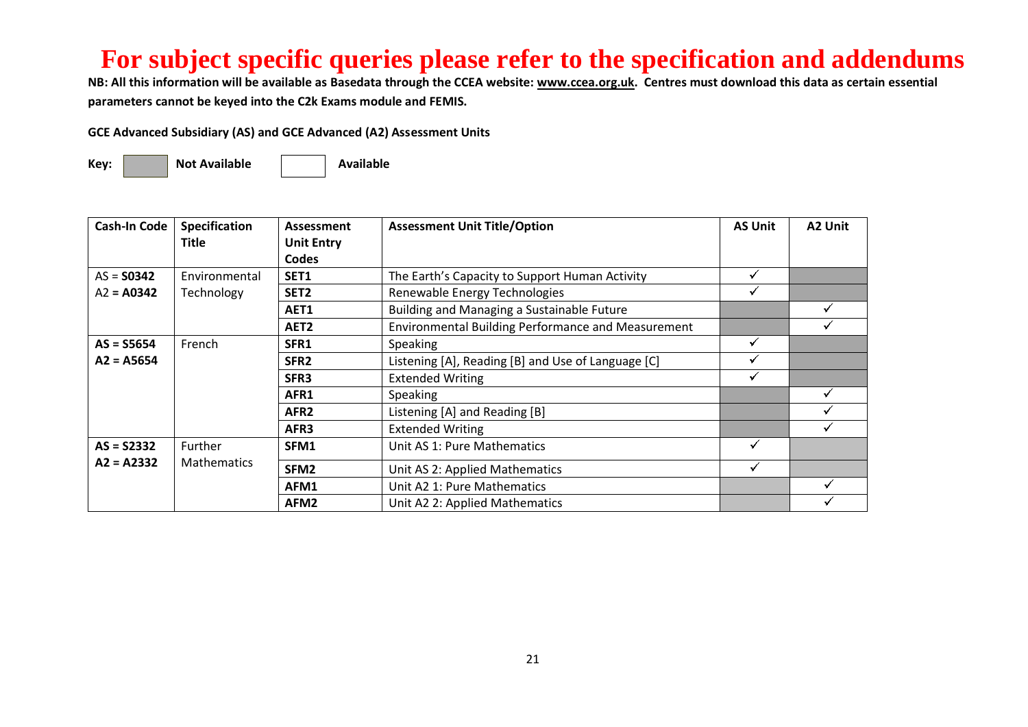# For subject specific queries please refer to the specification and addendums

**NB: All this information will be available as Basedata through the CCEA website: www.ccea.org.uk. Centres must download this data as certain essential parameters cannot be keyed into the C2k Exams module and FEMIS.**

**GCE Advanced Subsidiary (AS) and GCE Advanced (A2) Assessment Units**

**Key:** [grey] **Not Available** [white] **Available**

| Cash-In Code | Specification Title | Assessment Unit Entry Codes | Assessment Unit Title/Option | AS Unit | A2 Unit |
|---|---|---|---|---|---|
| AS = **S0342**<br>A2 = **A0342** | Environmental Technology | **SET1** | The Earth's Capacity to Support Human Activity | ✓ | |
| | | **SET2** | Renewable Energy Technologies | ✓ | |
| | | **AET1** | Building and Managing a Sustainable Future | | ✓ |
| | | **AET2** | Environmental Building Performance and Measurement | | ✓ |
| **AS = S5654**<br>**A2 = A5654** | French | **SFR1** | Speaking | ✓ | |
| | | **SFR2** | Listening [A], Reading [B] and Use of Language [C] | ✓ | |
| | | **SFR3** | Extended Writing | ✓ | |
| | | **AFR1** | Speaking | | ✓ |
| | | **AFR2** | Listening [A] and Reading [B] | | ✓ |
| | | **AFR3** | Extended Writing | | ✓ |
| **AS = S2332**<br>**A2 = A2332** | Further Mathematics | **SFM1** | Unit AS 1: Pure Mathematics | ✓ | |
| | | **SFM2** | Unit AS 2: Applied Mathematics | ✓ | |
| | | **AFM1** | Unit A2 1: Pure Mathematics | | ✓ |
| | | **AFM2** | Unit A2 2: Applied Mathematics | | ✓ |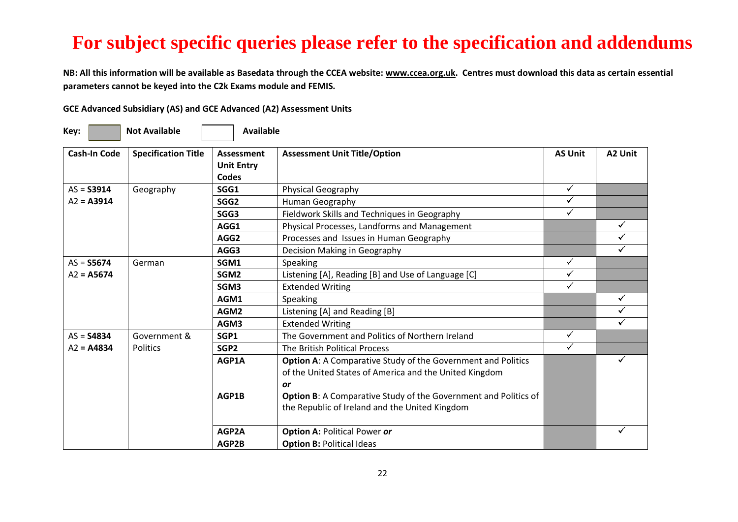# For subject specific queries please refer to the specification and addendums

**NB: All this information will be available as Basedata through the CCEA website: www.ccea.org.uk. Centres must download this data as certain essential parameters cannot be keyed into the C2k Exams module and FEMIS.**

**GCE Advanced Subsidiary (AS) and GCE Advanced (A2) Assessment Units**

**Key:** [shaded] **Not Available** [blank] **Available**

| Cash-In Code | Specification Title | Assessment Unit Entry Codes | Assessment Unit Title/Option | AS Unit | A2 Unit |
|---|---|---|---|---|---|
| AS = **S3914** A2 = **A3914** | Geography | **SGG1** | Physical Geography | ✓ | |
| | | **SGG2** | Human Geography | ✓ | |
| | | **SGG3** | Fieldwork Skills and Techniques in Geography | ✓ | |
| | | **AGG1** | Physical Processes, Landforms and Management | | ✓ |
| | | **AGG2** | Processes and Issues in Human Geography | | ✓ |
| | | **AGG3** | Decision Making in Geography | | ✓ |
| AS = **S5674** A2 = **A5674** | German | **SGM1** | Speaking | ✓ | |
| | | **SGM2** | Listening [A], Reading [B] and Use of Language [C] | ✓ | |
| | | **SGM3** | Extended Writing | ✓ | |
| | | **AGM1** | Speaking | | ✓ |
| | | **AGM2** | Listening [A] and Reading [B] | | ✓ |
| | | **AGM3** | Extended Writing | | ✓ |
| AS = **S4834** A2 = **A4834** | Government & Politics | **SGP1** | The Government and Politics of Northern Ireland | ✓ | |
| | | **SGP2** | The British Political Process | ✓ | |
| | | **AGP1A** **AGP1B** | **Option A**: A Comparative Study of the Government and Politics of the United States of America and the United Kingdom ***or*** **Option B**: A Comparative Study of the Government and Politics of the Republic of Ireland and the United Kingdom | | ✓ |
| | | **AGP2A** **AGP2B** | **Option A:** Political Power ***or*** **Option B:** Political Ideas | | ✓ |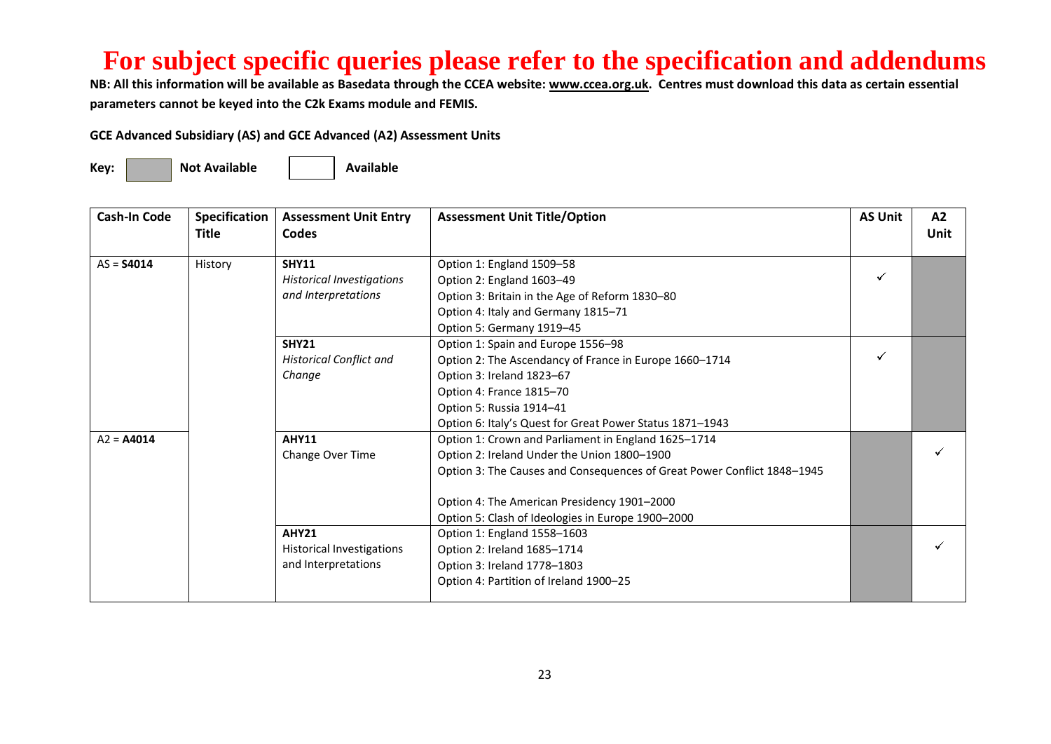# For subject specific queries please refer to the specification and addendums

**NB: All this information will be available as Basedata through the CCEA website: www.ccea.org.uk. Centres must download this data as certain essential parameters cannot be keyed into the C2k Exams module and FEMIS.**

**GCE Advanced Subsidiary (AS) and GCE Advanced (A2) Assessment Units**

**Key:** Not Available (shaded) | Available (unshaded)

| Cash-In Code | Specification Title | Assessment Unit Entry Codes | Assessment Unit Title/Option | AS Unit | A2 Unit |
|---|---|---|---|---|---|
| AS = **S4014** | History | **SHY11** *Historical Investigations and Interpretations* | Option 1: England 1509–58<br>Option 2: England 1603–49<br>Option 3: Britain in the Age of Reform 1830–80<br>Option 4: Italy and Germany 1815–71<br>Option 5: Germany 1919–45 | ✓ | Not Available |
| | | **SHY21** *Historical Conflict and Change* | Option 1: Spain and Europe 1556–98<br>Option 2: The Ascendancy of France in Europe 1660–1714<br>Option 3: Ireland 1823–67<br>Option 4: France 1815–70<br>Option 5: Russia 1914–41<br>Option 6: Italy's Quest for Great Power Status 1871–1943 | ✓ | Not Available |
| A2 = **A4014** | | **AHY11** Change Over Time | Option 1: Crown and Parliament in England 1625–1714<br>Option 2: Ireland Under the Union 1800–1900<br>Option 3: The Causes and Consequences of Great Power Conflict 1848–1945<br>Option 4: The American Presidency 1901–2000<br>Option 5: Clash of Ideologies in Europe 1900–2000 | Not Available | ✓ |
| | | **AHY21** Historical Investigations and Interpretations | Option 1: England 1558–1603<br>Option 2: Ireland 1685–1714<br>Option 3: Ireland 1778–1803<br>Option 4: Partition of Ireland 1900–25 | Not Available | ✓ |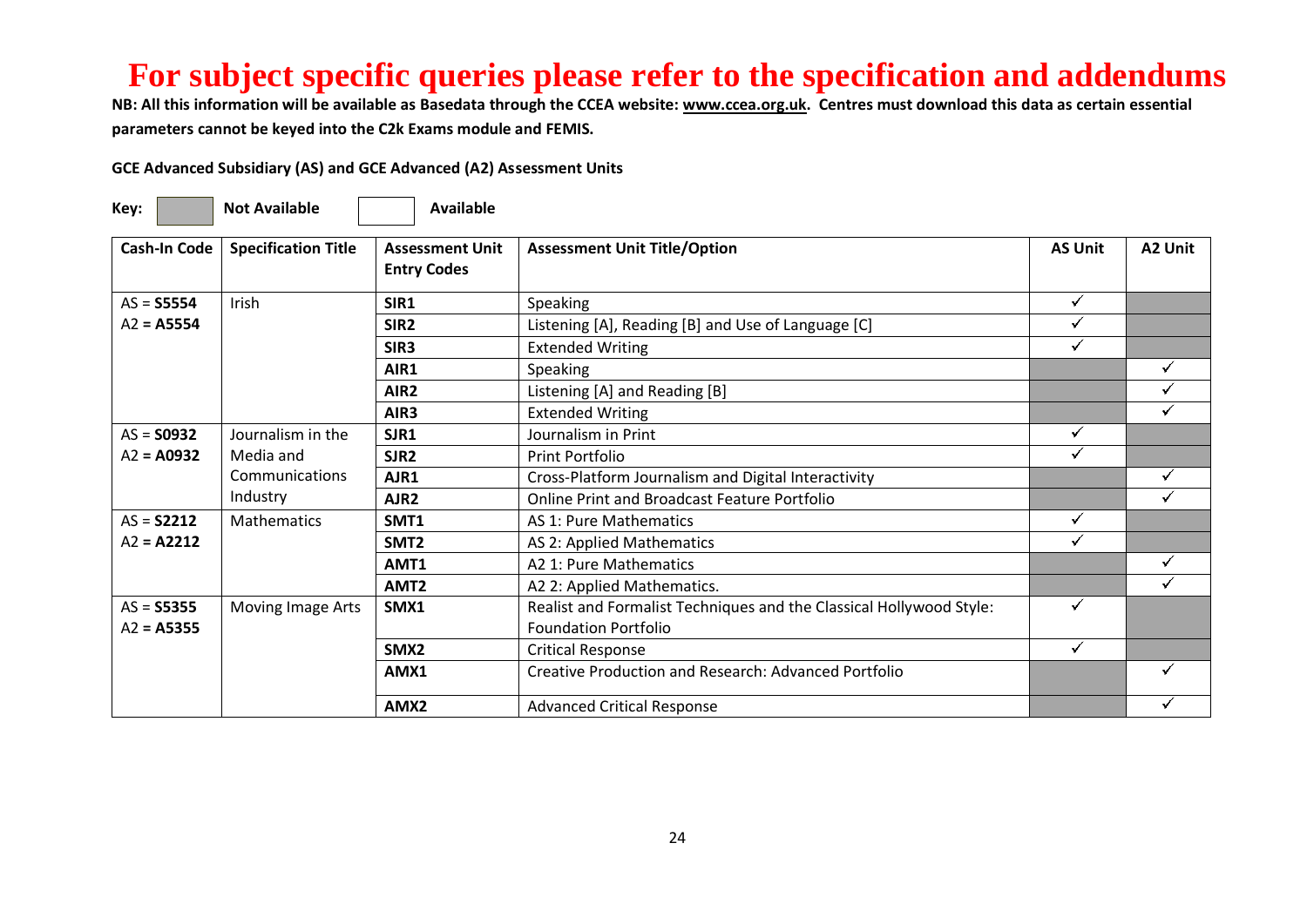# For subject specific queries please refer to the specification and addendums

**NB: All this information will be available as Basedata through the CCEA website: www.ccea.org.uk. Centres must download this data as certain essential parameters cannot be keyed into the C2k Exams module and FEMIS.**

**GCE Advanced Subsidiary (AS) and GCE Advanced (A2) Assessment Units**

**Key:** [shaded] **Not Available** [blank] **Available**

| Cash-In Code | Specification Title | Assessment Unit Entry Codes | Assessment Unit Title/Option | AS Unit | A2 Unit |
|---|---|---|---|---|---|
| AS = **S5554**<br>A2 = **A5554** | Irish | **SIR1** | Speaking | ✓ | Not Available |
| | | **SIR2** | Listening [A], Reading [B] and Use of Language [C] | ✓ | Not Available |
| | | **SIR3** | Extended Writing | ✓ | Not Available |
| | | **AIR1** | Speaking | Not Available | ✓ |
| | | **AIR2** | Listening [A] and Reading [B] | Not Available | ✓ |
| | | **AIR3** | Extended Writing | Not Available | ✓ |
| AS = **S0932**<br>A2 = **A0932** | Journalism in the Media and Communications Industry | **SJR1** | Journalism in Print | ✓ | Not Available |
| | | **SJR2** | Print Portfolio | ✓ | Not Available |
| | | **AJR1** | Cross-Platform Journalism and Digital Interactivity | Not Available | ✓ |
| | | **AJR2** | Online Print and Broadcast Feature Portfolio | Not Available | ✓ |
| AS = **S2212**<br>A2 = **A2212** | Mathematics | **SMT1** | AS 1: Pure Mathematics | ✓ | Not Available |
| | | **SMT2** | AS 2: Applied Mathematics | ✓ | Not Available |
| | | **AMT1** | A2 1: Pure Mathematics | Not Available | ✓ |
| | | **AMT2** | A2 2: Applied Mathematics. | Not Available | ✓ |
| AS = **S5355**<br>A2 = **A5355** | Moving Image Arts | **SMX1** | Realist and Formalist Techniques and the Classical Hollywood Style: Foundation Portfolio | ✓ | Not Available |
| | | **SMX2** | Critical Response | ✓ | Not Available |
| | | **AMX1** | Creative Production and Research: Advanced Portfolio | Not Available | ✓ |
| | | **AMX2** | Advanced Critical Response | Not Available | ✓ |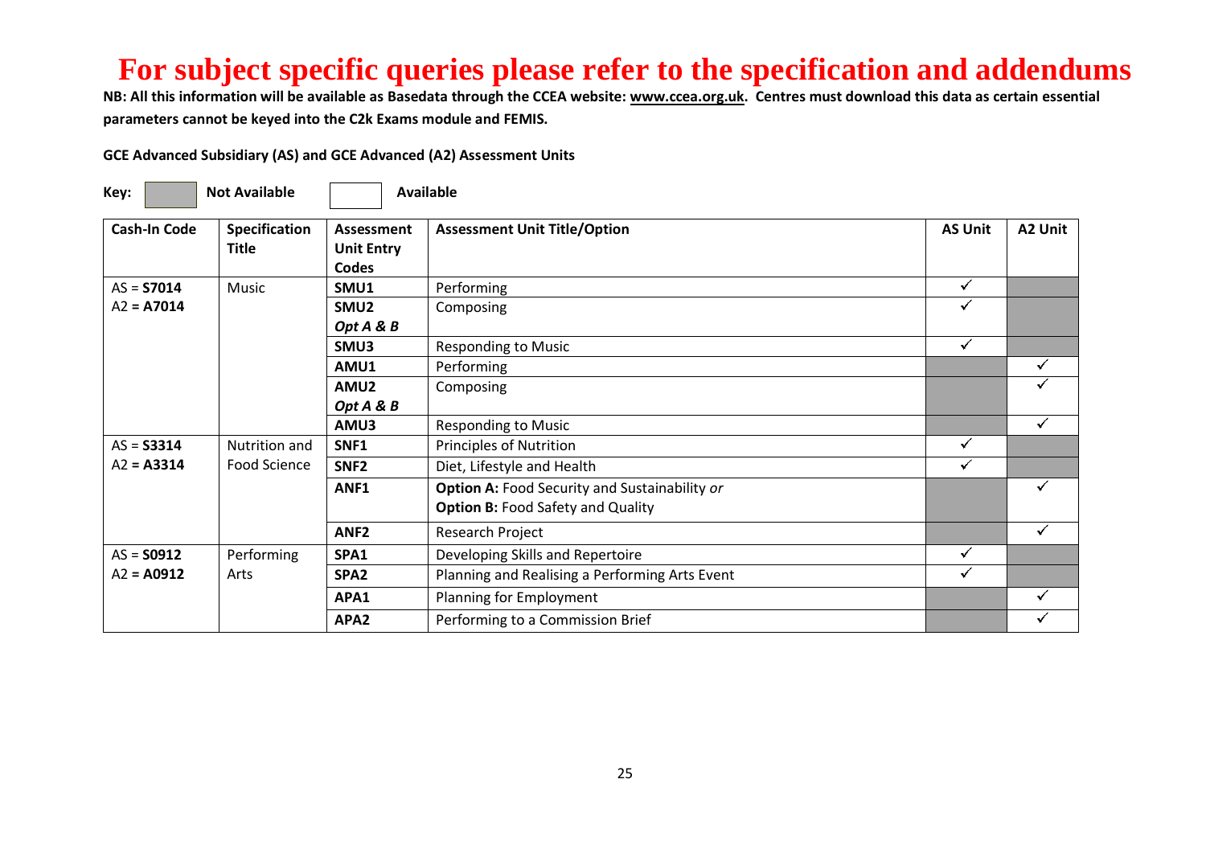# For subject specific queries please refer to the specification and addendums

**NB: All this information will be available as Basedata through the CCEA website: www.ccea.org.uk. Centres must download this data as certain essential parameters cannot be keyed into the C2k Exams module and FEMIS.**

**GCE Advanced Subsidiary (AS) and GCE Advanced (A2) Assessment Units**

**Key:** [shaded] **Not Available** [blank] **Available**

| Cash-In Code | Specification Title | Assessment Unit Entry Codes | Assessment Unit Title/Option | AS Unit | A2 Unit |
|---|---|---|---|---|---|
| AS = **S7014** A2 = **A7014** | Music | **SMU1** | Performing | ✓ | Not Available |
| | | **SMU2** ***Opt A & B*** | Composing | ✓ | Not Available |
| | | **SMU3** | Responding to Music | ✓ | Not Available |
| | | **AMU1** | Performing | Not Available | ✓ |
| | | **AMU2** ***Opt A & B*** | Composing | Not Available | ✓ |
| | | **AMU3** | Responding to Music | Not Available | ✓ |
| AS = **S3314** A2 = **A3314** | Nutrition and Food Science | **SNF1** | Principles of Nutrition | ✓ | Not Available |
| | | **SNF2** | Diet, Lifestyle and Health | ✓ | Not Available |
| | | **ANF1** | **Option A:** Food Security and Sustainability *or* **Option B:** Food Safety and Quality | Not Available | ✓ |
| | | **ANF2** | Research Project | Not Available | ✓ |
| AS = **S0912** A2 = **A0912** | Performing Arts | **SPA1** | Developing Skills and Repertoire | ✓ | Not Available |
| | | **SPA2** | Planning and Realising a Performing Arts Event | ✓ | Not Available |
| | | **APA1** | Planning for Employment | Not Available | ✓ |
| | | **APA2** | Performing to a Commission Brief | Not Available | ✓ |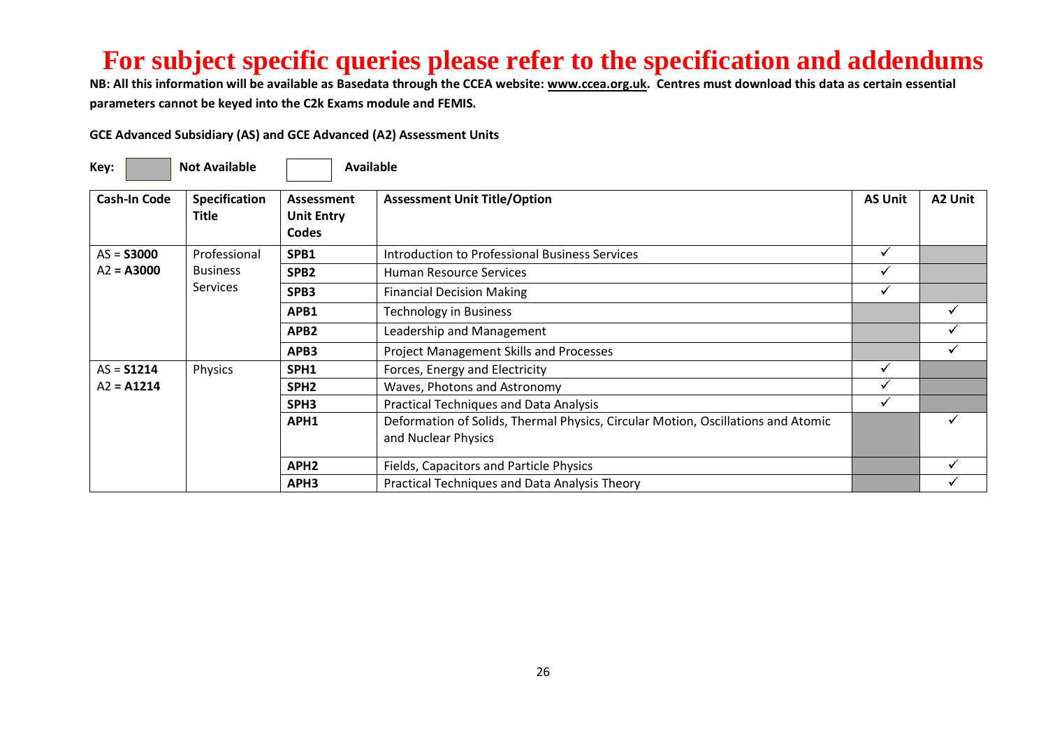# For subject specific queries please refer to the specification and addendums

**NB: All this information will be available as Basedata through the CCEA website: www.ccea.org.uk. Centres must download this data as certain essential parameters cannot be keyed into the C2k Exams module and FEMIS.**

**GCE Advanced Subsidiary (AS) and GCE Advanced (A2) Assessment Units**

**Key:** (shaded) **Not Available** (unshaded) **Available**

| Cash-In Code | Specification Title | Assessment Unit Entry Codes | Assessment Unit Title/Option | AS Unit | A2 Unit |
|---|---|---|---|---|---|
| AS = **S3000** A2 = **A3000** | Professional Business Services | **SPB1** | Introduction to Professional Business Services | ✓ | |
| | | **SPB2** | Human Resource Services | ✓ | |
| | | **SPB3** | Financial Decision Making | ✓ | |
| | | **APB1** | Technology in Business | | ✓ |
| | | **APB2** | Leadership and Management | | ✓ |
| | | **APB3** | Project Management Skills and Processes | | ✓ |
| AS = **S1214** A2 = **A1214** | Physics | **SPH1** | Forces, Energy and Electricity | ✓ | |
| | | **SPH2** | Waves, Photons and Astronomy | ✓ | |
| | | **SPH3** | Practical Techniques and Data Analysis | ✓ | |
| | | **APH1** | Deformation of Solids, Thermal Physics, Circular Motion, Oscillations and Atomic and Nuclear Physics | | ✓ |
| | | **APH2** | Fields, Capacitors and Particle Physics | | ✓ |
| | | **APH3** | Practical Techniques and Data Analysis Theory | | ✓ |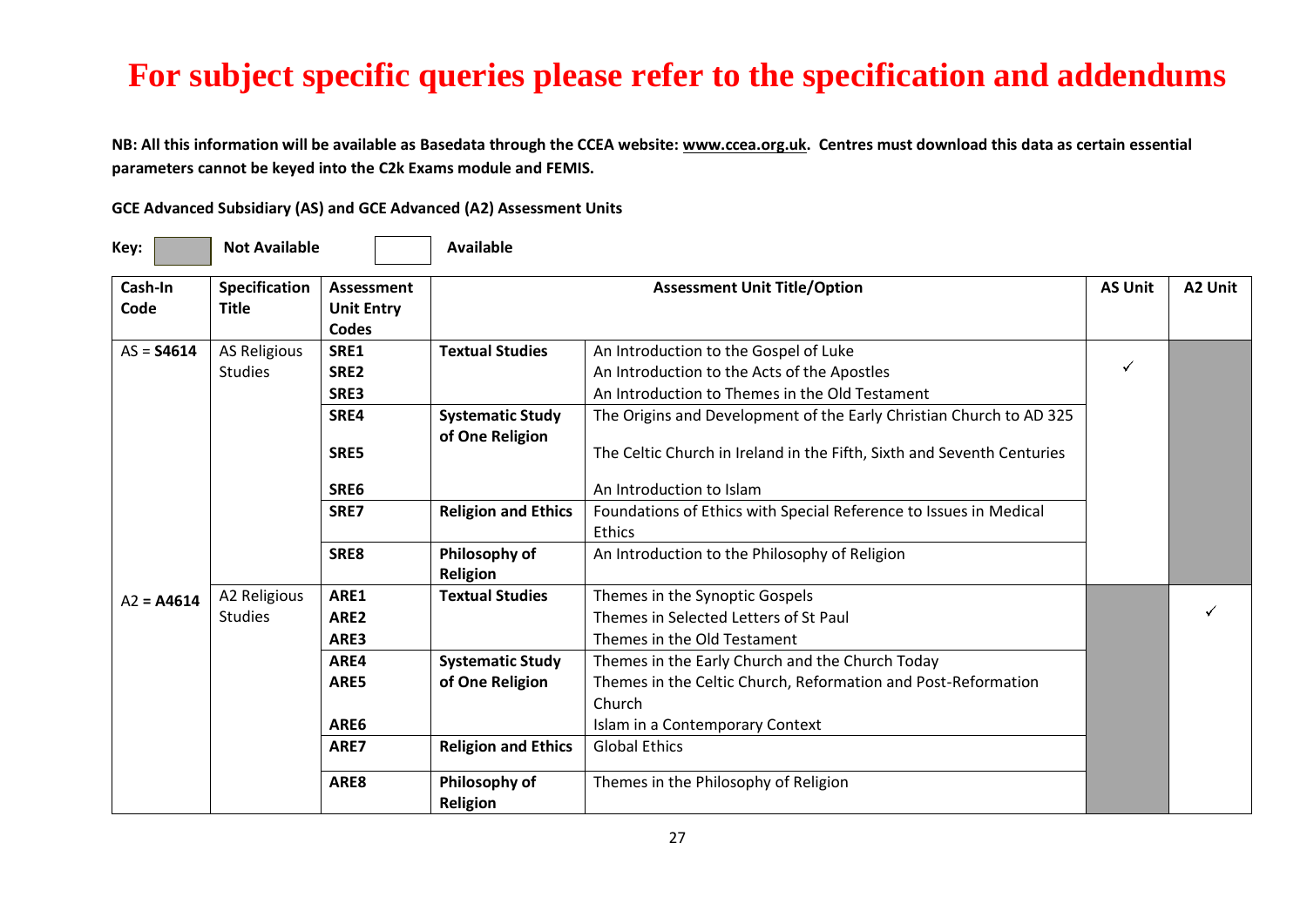# For subject specific queries please refer to the specification and addendums

**NB: All this information will be available as Basedata through the CCEA website: www.ccea.org.uk. Centres must download this data as certain essential parameters cannot be keyed into the C2k Exams module and FEMIS.**

**GCE Advanced Subsidiary (AS) and GCE Advanced (A2) Assessment Units**

**Key:** [grey] **Not Available** [white] **Available**

| Cash-In Code | Specification Title | Assessment Unit Entry Codes | Assessment Unit Title/Option | | AS Unit | A2 Unit |
|---|---|---|---|---|---|---|
| AS = **S4614** | AS Religious Studies | **SRE1** | **Textual Studies** | An Introduction to the Gospel of Luke | ✓ | Not Available |
| | | **SRE2** | | An Introduction to the Acts of the Apostles | | |
| | | **SRE3** | | An Introduction to Themes in the Old Testament | | |
| | | **SRE4** | **Systematic Study of One Religion** | The Origins and Development of the Early Christian Church to AD 325 | | |
| | | **SRE5** | | The Celtic Church in Ireland in the Fifth, Sixth and Seventh Centuries | | |
| | | **SRE6** | | An Introduction to Islam | | |
| | | **SRE7** | **Religion and Ethics** | Foundations of Ethics with Special Reference to Issues in Medical Ethics | | |
| | | **SRE8** | **Philosophy of Religion** | An Introduction to the Philosophy of Religion | | |
| A2 = **A4614** | A2 Religious Studies | **ARE1** | **Textual Studies** | Themes in the Synoptic Gospels | Not Available | ✓ |
| | | **ARE2** | | Themes in Selected Letters of St Paul | | |
| | | **ARE3** | | Themes in the Old Testament | | |
| | | **ARE4** | **Systematic Study of One Religion** | Themes in the Early Church and the Church Today | | |
| | | **ARE5** | | Themes in the Celtic Church, Reformation and Post-Reformation Church | | |
| | | **ARE6** | | Islam in a Contemporary Context | | |
| | | **ARE7** | **Religion and Ethics** | Global Ethics | | |
| | | **ARE8** | **Philosophy of Religion** | Themes in the Philosophy of Religion | | |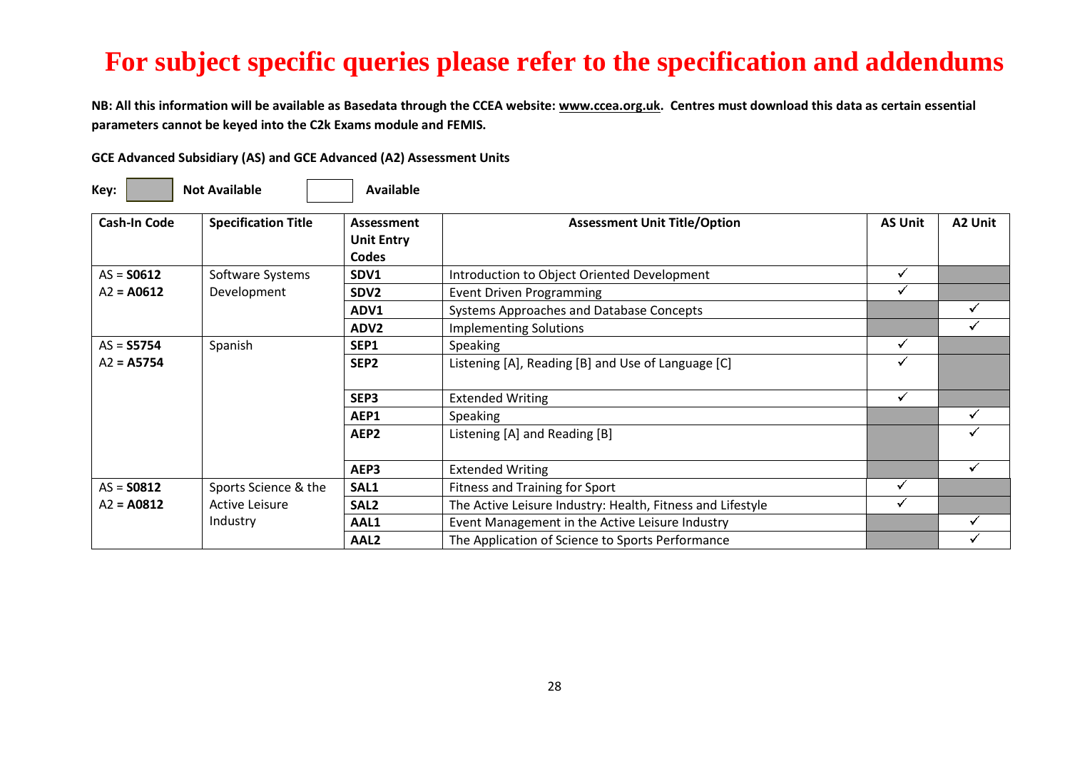# For subject specific queries please refer to the specification and addendums

**NB: All this information will be available as Basedata through the CCEA website: www.ccea.org.uk. Centres must download this data as certain essential parameters cannot be keyed into the C2k Exams module and FEMIS.**

**GCE Advanced Subsidiary (AS) and GCE Advanced (A2) Assessment Units**

**Key:** [grey] **Not Available** [white] **Available**

| Cash-In Code | Specification Title | Assessment Unit Entry Codes | Assessment Unit Title/Option | AS Unit | A2 Unit |
|---|---|---|---|---|---|
| AS = **S0612** A2 = **A0612** | Software Systems Development | **SDV1** | Introduction to Object Oriented Development | ✓ | Not Available |
| | | **SDV2** | Event Driven Programming | ✓ | Not Available |
| | | **ADV1** | Systems Approaches and Database Concepts | Not Available | ✓ |
| | | **ADV2** | Implementing Solutions | Not Available | ✓ |
| AS = **S5754** A2 = **A5754** | Spanish | **SEP1** | Speaking | ✓ | Not Available |
| | | **SEP2** | Listening [A], Reading [B] and Use of Language [C] | ✓ | Not Available |
| | | **SEP3** | Extended Writing | ✓ | Not Available |
| | | **AEP1** | Speaking | Not Available | ✓ |
| | | **AEP2** | Listening [A] and Reading [B] | Not Available | ✓ |
| | | **AEP3** | Extended Writing | Not Available | ✓ |
| AS = **S0812** A2 = **A0812** | Sports Science & the Active Leisure Industry | **SAL1** | Fitness and Training for Sport | ✓ | Not Available |
| | | **SAL2** | The Active Leisure Industry: Health, Fitness and Lifestyle | ✓ | Not Available |
| | | **AAL1** | Event Management in the Active Leisure Industry | Not Available | ✓ |
| | | **AAL2** | The Application of Science to Sports Performance | Not Available | ✓ |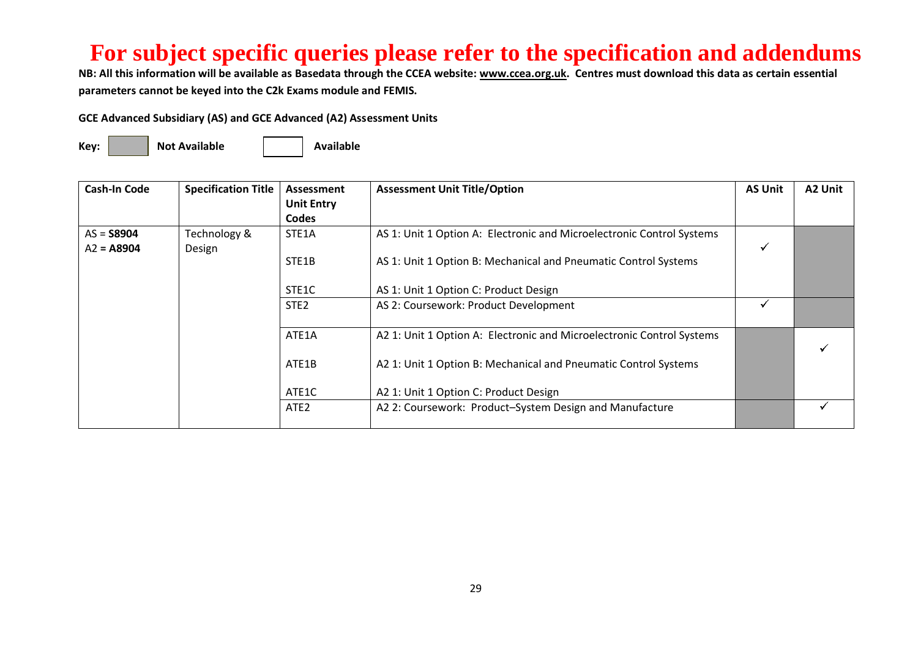# For subject specific queries please refer to the specification and addendums

**NB: All this information will be available as Basedata through the CCEA website: www.ccea.org.uk. Centres must download this data as certain essential parameters cannot be keyed into the C2k Exams module and FEMIS.**

**GCE Advanced Subsidiary (AS) and GCE Advanced (A2) Assessment Units**

**Key:** [shaded] **Not Available** [unshaded] **Available**

| Cash-In Code | Specification Title | Assessment Unit Entry Codes | Assessment Unit Title/Option | AS Unit | A2 Unit |
|---|---|---|---|---|---|
| AS = **S8904**<br>A2 = **A8904** | Technology & Design | STE1A<br>STE1B<br>STE1C | AS 1: Unit 1 Option A: Electronic and Microelectronic Control Systems<br>AS 1: Unit 1 Option B: Mechanical and Pneumatic Control Systems<br>AS 1: Unit 1 Option C: Product Design | ✓ | Not Available |
| | | STE2 | AS 2: Coursework: Product Development | ✓ | Not Available |
| | | ATE1A<br>ATE1B<br>ATE1C | A2 1: Unit 1 Option A: Electronic and Microelectronic Control Systems<br>A2 1: Unit 1 Option B: Mechanical and Pneumatic Control Systems<br>A2 1: Unit 1 Option C: Product Design | Not Available | ✓ |
| | | ATE2 | A2 2: Coursework: Product–System Design and Manufacture | Not Available | ✓ |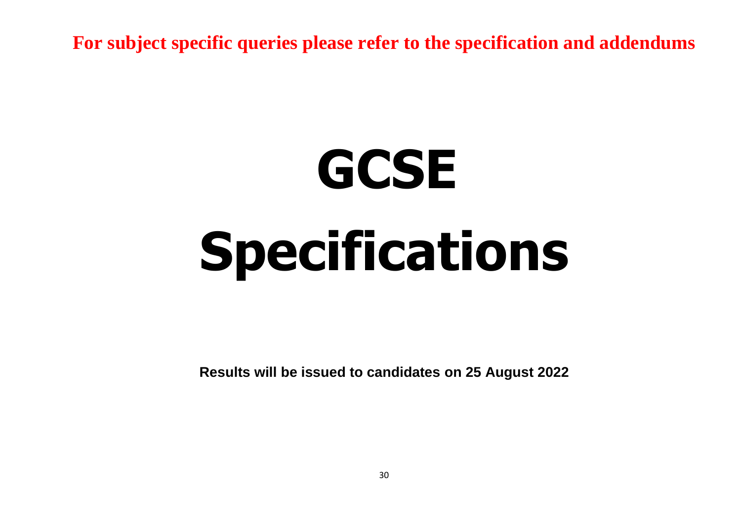**For subject specific queries please refer to the specification and addendums**

# GCSE Specifications

**Results will be issued to candidates on 25 August 2022**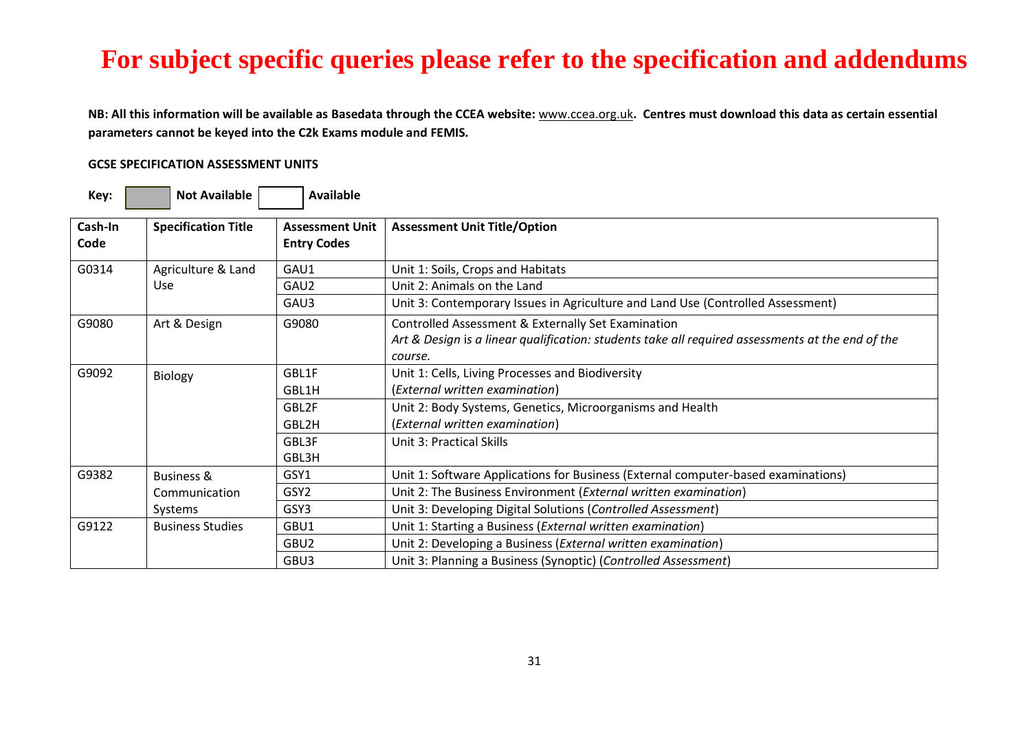# For subject specific queries please refer to the specification and addendums

**NB: All this information will be available as Basedata through the CCEA website:** www.ccea.org.uk**. Centres must download this data as certain essential parameters cannot be keyed into the C2k Exams module and FEMIS.**

**GCSE SPECIFICATION ASSESSMENT UNITS**

**Key:** [grey] **Not Available** [white] **Available**

| Cash-In Code | Specification Title | Assessment Unit Entry Codes | Assessment Unit Title/Option |
|---|---|---|---|
| G0314 | Agriculture & Land Use | GAU1 | Unit 1: Soils, Crops and Habitats |
| | | GAU2 | Unit 2: Animals on the Land |
| | | GAU3 | Unit 3: Contemporary Issues in Agriculture and Land Use (Controlled Assessment) |
| G9080 | Art & Design | G9080 | Controlled Assessment & Externally Set Examination<br>*Art & Design is a linear qualification: students take all required assessments at the end of the course.* |
| G9092 | Biology | GBL1F<br>GBL1H | Unit 1: Cells, Living Processes and Biodiversity<br>(*External written examination*) |
| | | GBL2F<br>GBL2H | Unit 2: Body Systems, Genetics, Microorganisms and Health<br>(*External written examination*) |
| | | GBL3F<br>GBL3H | Unit 3: Practical Skills |
| G9382 | Business & Communication Systems | GSY1 | Unit 1: Software Applications for Business (External computer-based examinations) |
| | | GSY2 | Unit 2: The Business Environment (*External written examination*) |
| | | GSY3 | Unit 3: Developing Digital Solutions (*Controlled Assessment*) |
| G9122 | Business Studies | GBU1 | Unit 1: Starting a Business (*External written examination*) |
| | | GBU2 | Unit 2: Developing a Business (*External written examination*) |
| | | GBU3 | Unit 3: Planning a Business (Synoptic) (*Controlled Assessment*) |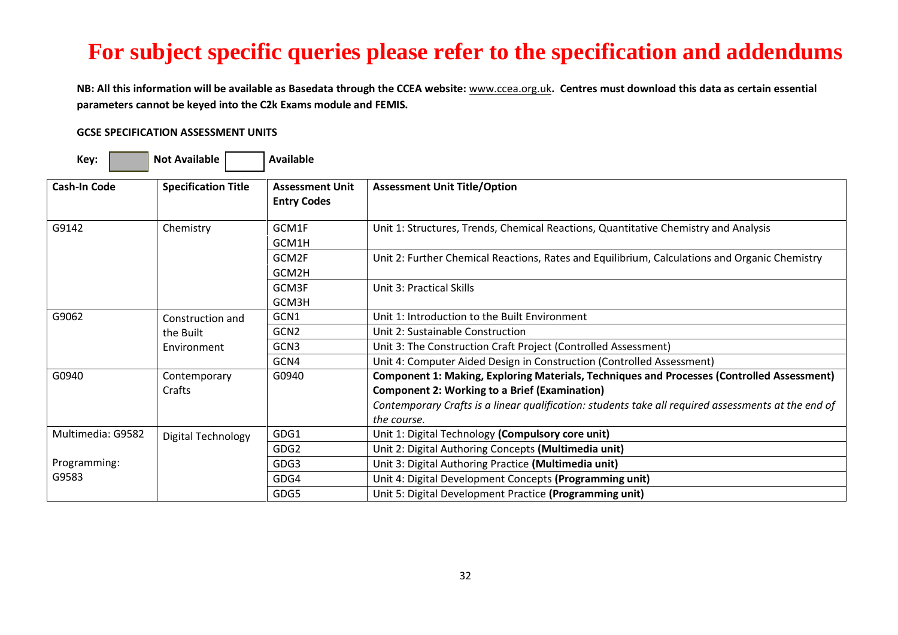# For subject specific queries please refer to the specification and addendums

**NB: All this information will be available as Basedata through the CCEA website: www.ccea.org.uk. Centres must download this data as certain essential parameters cannot be keyed into the C2k Exams module and FEMIS.**

**GCSE SPECIFICATION ASSESSMENT UNITS**

**Key:** Not Available (shaded) | Available (unshaded)

| Cash-In Code | Specification Title | Assessment Unit Entry Codes | Assessment Unit Title/Option |
|---|---|---|---|
| G9142 | Chemistry | GCM1F<br>GCM1H | Unit 1: Structures, Trends, Chemical Reactions, Quantitative Chemistry and Analysis |
| | | GCM2F<br>GCM2H | Unit 2: Further Chemical Reactions, Rates and Equilibrium, Calculations and Organic Chemistry |
| | | GCM3F<br>GCM3H | Unit 3: Practical Skills |
| G9062 | Construction and the Built Environment | GCN1 | Unit 1: Introduction to the Built Environment |
| | | GCN2 | Unit 2: Sustainable Construction |
| | | GCN3 | Unit 3: The Construction Craft Project (Controlled Assessment) |
| | | GCN4 | Unit 4: Computer Aided Design in Construction (Controlled Assessment) |
| G0940 | Contemporary Crafts | G0940 | **Component 1: Making, Exploring Materials, Techniques and Processes (Controlled Assessment)**<br>**Component 2: Working to a Brief (Examination)**<br>*Contemporary Crafts is a linear qualification: students take all required assessments at the end of the course.* |
| Multimedia: G9582<br><br>Programming: G9583 | Digital Technology | GDG1 | Unit 1: Digital Technology **(Compulsory core unit)** |
| | | GDG2 | Unit 2: Digital Authoring Concepts **(Multimedia unit)** |
| | | GDG3 | Unit 3: Digital Authoring Practice **(Multimedia unit)** |
| | | GDG4 | Unit 4: Digital Development Concepts **(Programming unit)** |
| | | GDG5 | Unit 5: Digital Development Practice **(Programming unit)** |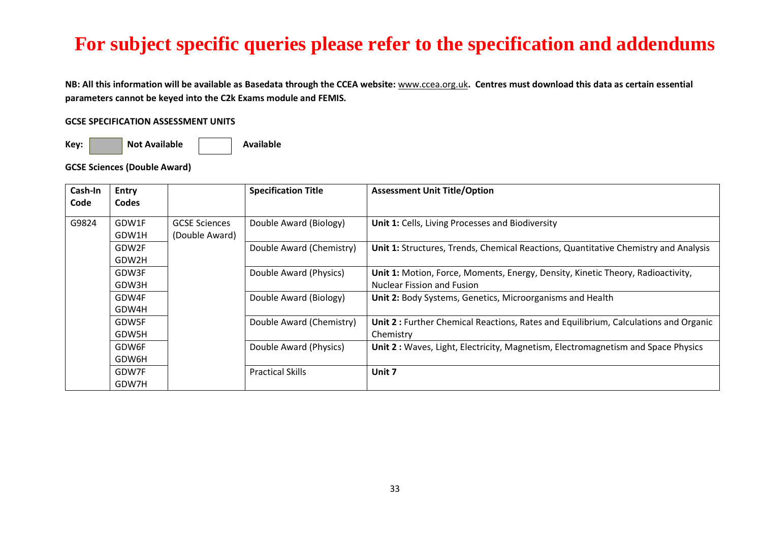# For subject specific queries please refer to the specification and addendums

**NB: All this information will be available as Basedata through the CCEA website:** www.ccea.org.uk**. Centres must download this data as certain essential parameters cannot be keyed into the C2k Exams module and FEMIS.**

**GCSE SPECIFICATION ASSESSMENT UNITS**

**Key:** [ ] **Not Available** [ ] **Available**

**GCSE Sciences (Double Award)**

| Cash-In Code | Entry Codes | | Specification Title | Assessment Unit Title/Option |
|---|---|---|---|---|
| G9824 | GDW1F GDW1H | GCSE Sciences (Double Award) | Double Award (Biology) | **Unit 1:** Cells, Living Processes and Biodiversity |
| | GDW2F GDW2H | | Double Award (Chemistry) | **Unit 1:** Structures, Trends, Chemical Reactions, Quantitative Chemistry and Analysis |
| | GDW3F GDW3H | | Double Award (Physics) | **Unit 1:** Motion, Force, Moments, Energy, Density, Kinetic Theory, Radioactivity, Nuclear Fission and Fusion |
| | GDW4F GDW4H | | Double Award (Biology) | **Unit 2:** Body Systems, Genetics, Microorganisms and Health |
| | GDW5F GDW5H | | Double Award (Chemistry) | **Unit 2 :** Further Chemical Reactions, Rates and Equilibrium, Calculations and Organic Chemistry |
| | GDW6F GDW6H | | Double Award (Physics) | **Unit 2 :** Waves, Light, Electricity, Magnetism, Electromagnetism and Space Physics |
| | GDW7F GDW7H | | Practical Skills | **Unit 7** |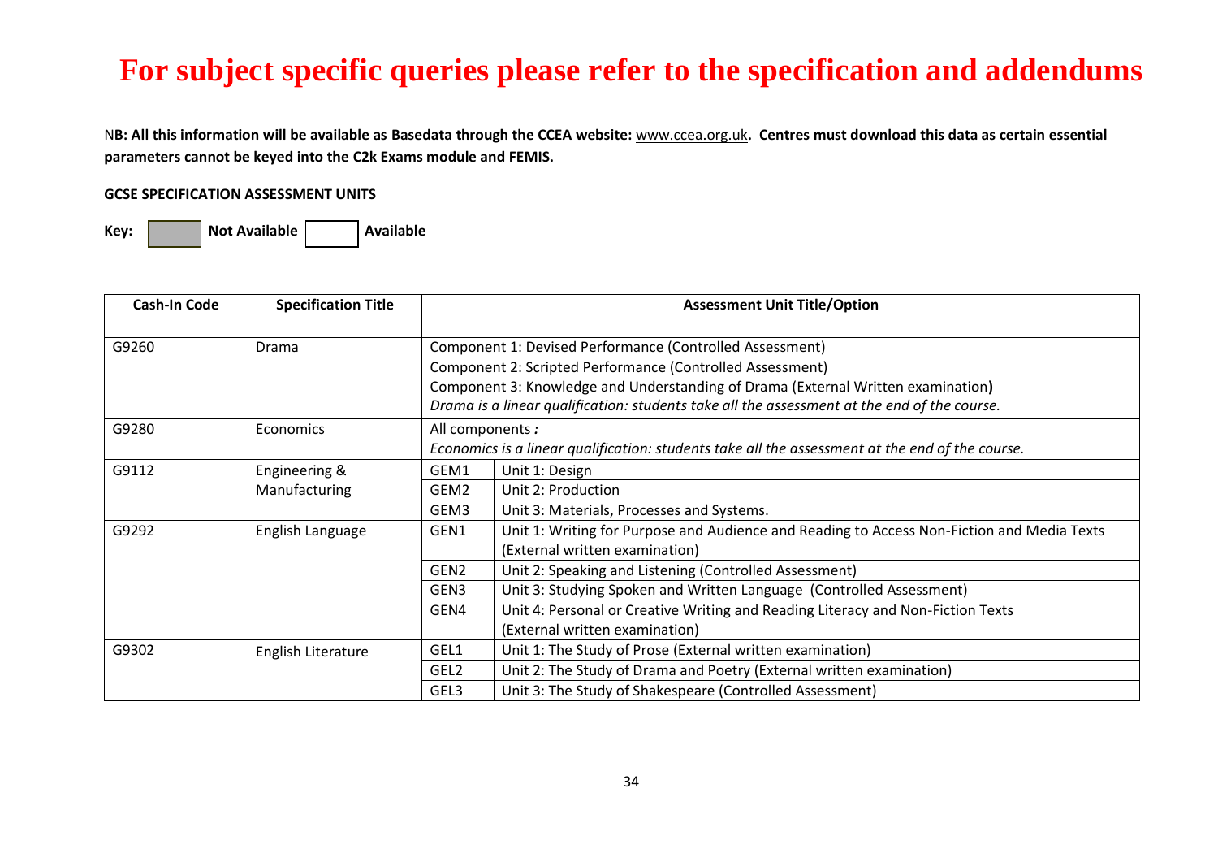# For subject specific queries please refer to the specification and addendums

N**B: All this information will be available as Basedata through the CCEA website:** www.ccea.org.uk**. Centres must download this data as certain essential parameters cannot be keyed into the C2k Exams module and FEMIS.**

**GCSE SPECIFICATION ASSESSMENT UNITS**

**Key:** Not Available (shaded) | Available (unshaded)

| Cash-In Code | Specification Title | Assessment Unit Title/Option | |
|---|---|---|---|
| G9260 | Drama | Component 1: Devised Performance (Controlled Assessment)<br>Component 2: Scripted Performance (Controlled Assessment)<br>Component 3: Knowledge and Understanding of Drama (External Written examination)<br>*Drama is a linear qualification: students take all the assessment at the end of the course.* | |
| G9280 | Economics | All components *:*<br>*Economics is a linear qualification: students take all the assessment at the end of the course.* | |
| G9112 | Engineering & Manufacturing | GEM1 | Unit 1: Design |
| | | GEM2 | Unit 2: Production |
| | | GEM3 | Unit 3: Materials, Processes and Systems. |
| G9292 | English Language | GEN1 | Unit 1: Writing for Purpose and Audience and Reading to Access Non-Fiction and Media Texts (External written examination) |
| | | GEN2 | Unit 2: Speaking and Listening (Controlled Assessment) |
| | | GEN3 | Unit 3: Studying Spoken and Written Language (Controlled Assessment) |
| | | GEN4 | Unit 4: Personal or Creative Writing and Reading Literacy and Non-Fiction Texts (External written examination) |
| G9302 | English Literature | GEL1 | Unit 1: The Study of Prose (External written examination) |
| | | GEL2 | Unit 2: The Study of Drama and Poetry (External written examination) |
| | | GEL3 | Unit 3: The Study of Shakespeare (Controlled Assessment) |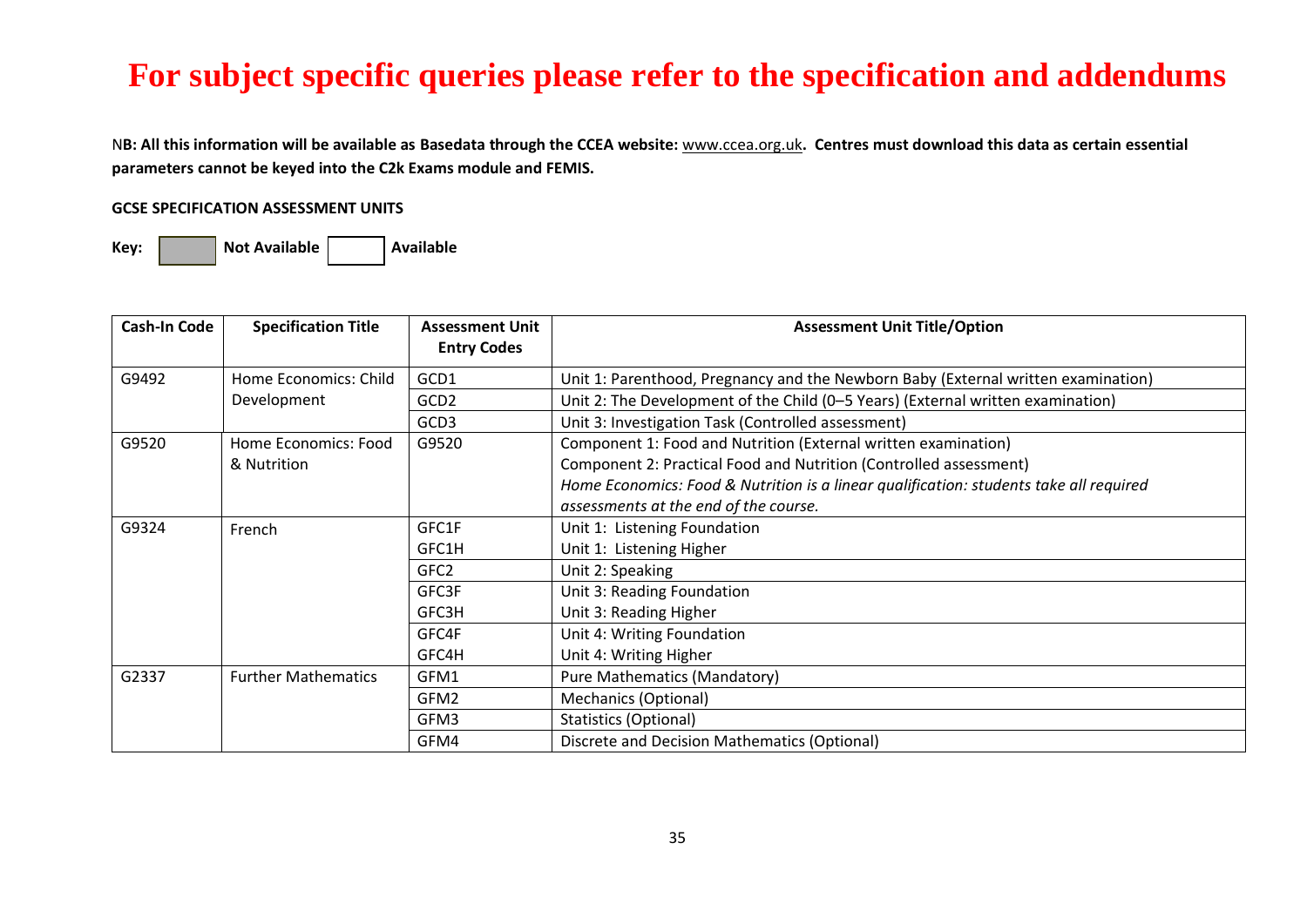# For subject specific queries please refer to the specification and addendums

**NB: All this information will be available as Basedata through the CCEA website: www.ccea.org.uk. Centres must download this data as certain essential parameters cannot be keyed into the C2k Exams module and FEMIS.**

**GCSE SPECIFICATION ASSESSMENT UNITS**

**Key:** [grey box] **Not Available** [white box] **Available**

| Cash-In Code | Specification Title | Assessment Unit Entry Codes | Assessment Unit Title/Option |
|---|---|---|---|
| G9492 | Home Economics: Child Development | GCD1 | Unit 1: Parenthood, Pregnancy and the Newborn Baby (External written examination) |
| | | GCD2 | Unit 2: The Development of the Child (0–5 Years) (External written examination) |
| | | GCD3 | Unit 3: Investigation Task (Controlled assessment) |
| G9520 | Home Economics: Food & Nutrition | G9520 | Component 1: Food and Nutrition (External written examination)<br>Component 2: Practical Food and Nutrition (Controlled assessment)<br>*Home Economics: Food & Nutrition is a linear qualification: students take all required assessments at the end of the course.* |
| G9324 | French | GFC1F<br>GFC1H | Unit 1: Listening Foundation<br>Unit 1: Listening Higher |
| | | GFC2 | Unit 2: Speaking |
| | | GFC3F<br>GFC3H | Unit 3: Reading Foundation<br>Unit 3: Reading Higher |
| | | GFC4F<br>GFC4H | Unit 4: Writing Foundation<br>Unit 4: Writing Higher |
| G2337 | Further Mathematics | GFM1 | Pure Mathematics (Mandatory) |
| | | GFM2 | Mechanics (Optional) |
| | | GFM3 | Statistics (Optional) |
| | | GFM4 | Discrete and Decision Mathematics (Optional) |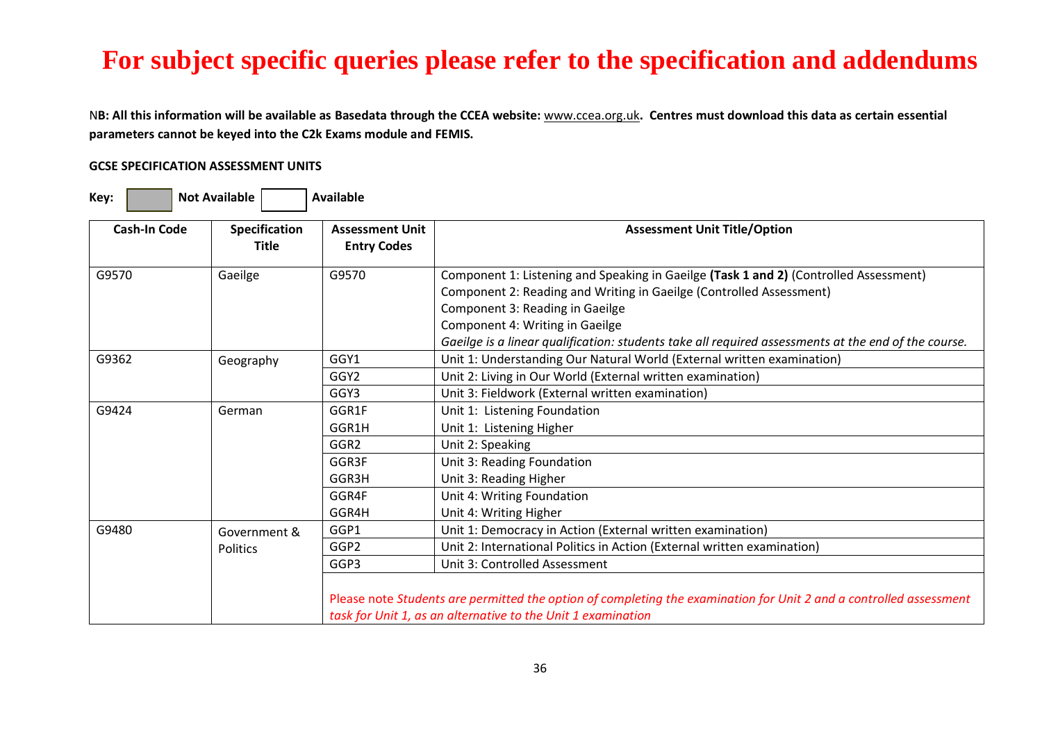# For subject specific queries please refer to the specification and addendums

**NB: All this information will be available as Basedata through the CCEA website:** www.ccea.org.uk**. Centres must download this data as certain essential parameters cannot be keyed into the C2k Exams module and FEMIS.**

**GCSE SPECIFICATION ASSESSMENT UNITS**

**Key:** Not Available | Available

| Cash-In Code | Specification Title | Assessment Unit Entry Codes | Assessment Unit Title/Option |
|---|---|---|---|
| G9570 | Gaeilge | G9570 | Component 1: Listening and Speaking in Gaeilge **(Task 1 and 2)** (Controlled Assessment)<br>Component 2: Reading and Writing in Gaeilge (Controlled Assessment)<br>Component 3: Reading in Gaeilge<br>Component 4: Writing in Gaeilge<br>*Gaeilge is a linear qualification: students take all required assessments at the end of the course.* |
| G9362 | Geography | GGY1 | Unit 1: Understanding Our Natural World (External written examination) |
| | | GGY2 | Unit 2: Living in Our World (External written examination) |
| | | GGY3 | Unit 3: Fieldwork (External written examination) |
| G9424 | German | GGR1F<br>GGR1H | Unit 1: Listening Foundation<br>Unit 1: Listening Higher |
| | | GGR2 | Unit 2: Speaking |
| | | GGR3F<br>GGR3H | Unit 3: Reading Foundation<br>Unit 3: Reading Higher |
| | | GGR4F<br>GGR4H | Unit 4: Writing Foundation<br>Unit 4: Writing Higher |
| G9480 | Government & Politics | GGP1 | Unit 1: Democracy in Action (External written examination) |
| | | GGP2 | Unit 2: International Politics in Action (External written examination) |
| | | GGP3 | Unit 3: Controlled Assessment |
| | | Please note *Students are permitted the option of completing the examination for Unit 2 and a controlled assessment task for Unit 1, as an alternative to the Unit 1 examination* | |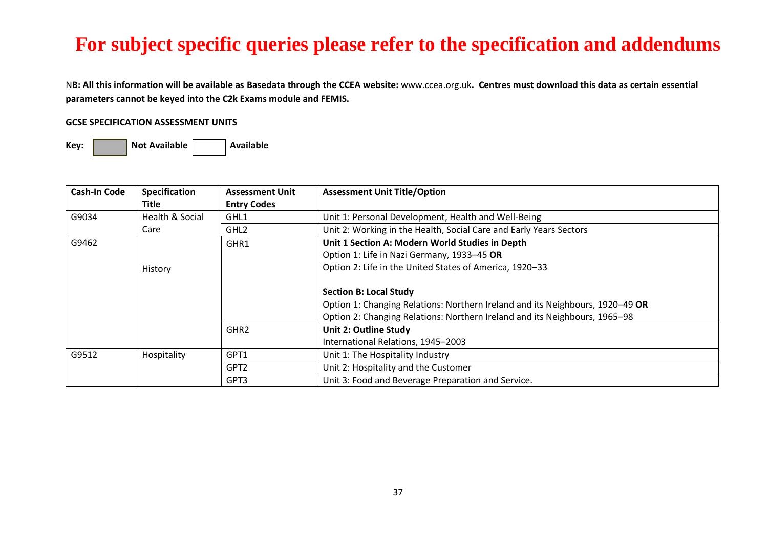# For subject specific queries please refer to the specification and addendums

**NB: All this information will be available as Basedata through the CCEA website:** www.ccea.org.uk**. Centres must download this data as certain essential parameters cannot be keyed into the C2k Exams module and FEMIS.**

**GCSE SPECIFICATION ASSESSMENT UNITS**

**Key:** Not Available | Available

| Cash-In Code | Specification Title | Assessment Unit Entry Codes | Assessment Unit Title/Option |
|---|---|---|---|
| G9034 | Health & Social Care | GHL1 | Unit 1: Personal Development, Health and Well-Being |
| | | GHL2 | Unit 2: Working in the Health, Social Care and Early Years Sectors |
| G9462 | History | GHR1 | **Unit 1 Section A: Modern World Studies in Depth**<br>Option 1: Life in Nazi Germany, 1933–45 **OR**<br>Option 2: Life in the United States of America, 1920–33<br><br>**Section B: Local Study**<br>Option 1: Changing Relations: Northern Ireland and its Neighbours, 1920–49 **OR**<br>Option 2: Changing Relations: Northern Ireland and its Neighbours, 1965–98 |
| | | GHR2 | **Unit 2: Outline Study**<br>International Relations, 1945–2003 |
| G9512 | Hospitality | GPT1 | Unit 1: The Hospitality Industry |
| | | GPT2 | Unit 2: Hospitality and the Customer |
| | | GPT3 | Unit 3: Food and Beverage Preparation and Service. |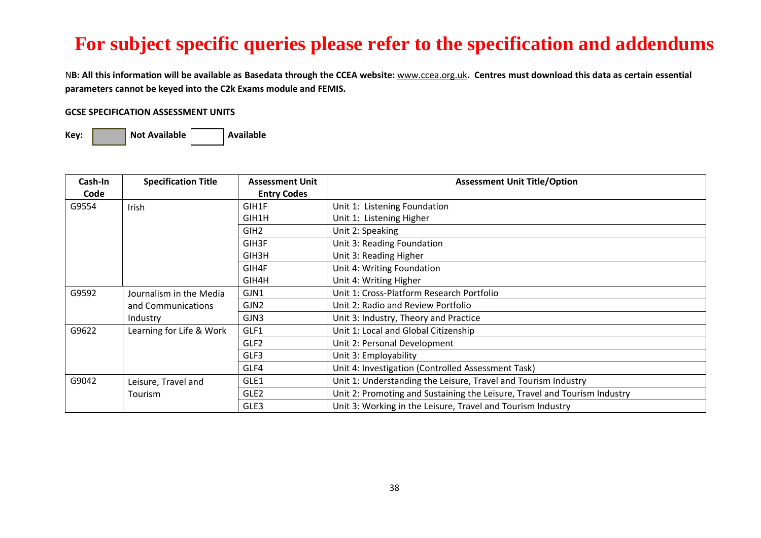# For subject specific queries please refer to the specification and addendums

**NB: All this information will be available as Basedata through the CCEA website:** www.ccea.org.uk**. Centres must download this data as certain essential parameters cannot be keyed into the C2k Exams module and FEMIS.**

**GCSE SPECIFICATION ASSESSMENT UNITS**

**Key:** Not Available | Available

| Cash-In Code | Specification Title | Assessment Unit Entry Codes | Assessment Unit Title/Option |
|---|---|---|---|
| G9554 | Irish | GIH1F<br>GIH1H | Unit 1: Listening Foundation<br>Unit 1: Listening Higher |
| | | GIH2 | Unit 2: Speaking |
| | | GIH3F<br>GIH3H | Unit 3: Reading Foundation<br>Unit 3: Reading Higher |
| | | GIH4F<br>GIH4H | Unit 4: Writing Foundation<br>Unit 4: Writing Higher |
| G9592 | Journalism in the Media and Communications Industry | GJN1 | Unit 1: Cross-Platform Research Portfolio |
| | | GJN2 | Unit 2: Radio and Review Portfolio |
| | | GJN3 | Unit 3: Industry, Theory and Practice |
| G9622 | Learning for Life & Work | GLF1 | Unit 1: Local and Global Citizenship |
| | | GLF2 | Unit 2: Personal Development |
| | | GLF3 | Unit 3: Employability |
| | | GLF4 | Unit 4: Investigation (Controlled Assessment Task) |
| G9042 | Leisure, Travel and Tourism | GLE1 | Unit 1: Understanding the Leisure, Travel and Tourism Industry |
| | | GLE2 | Unit 2: Promoting and Sustaining the Leisure, Travel and Tourism Industry |
| | | GLE3 | Unit 3: Working in the Leisure, Travel and Tourism Industry |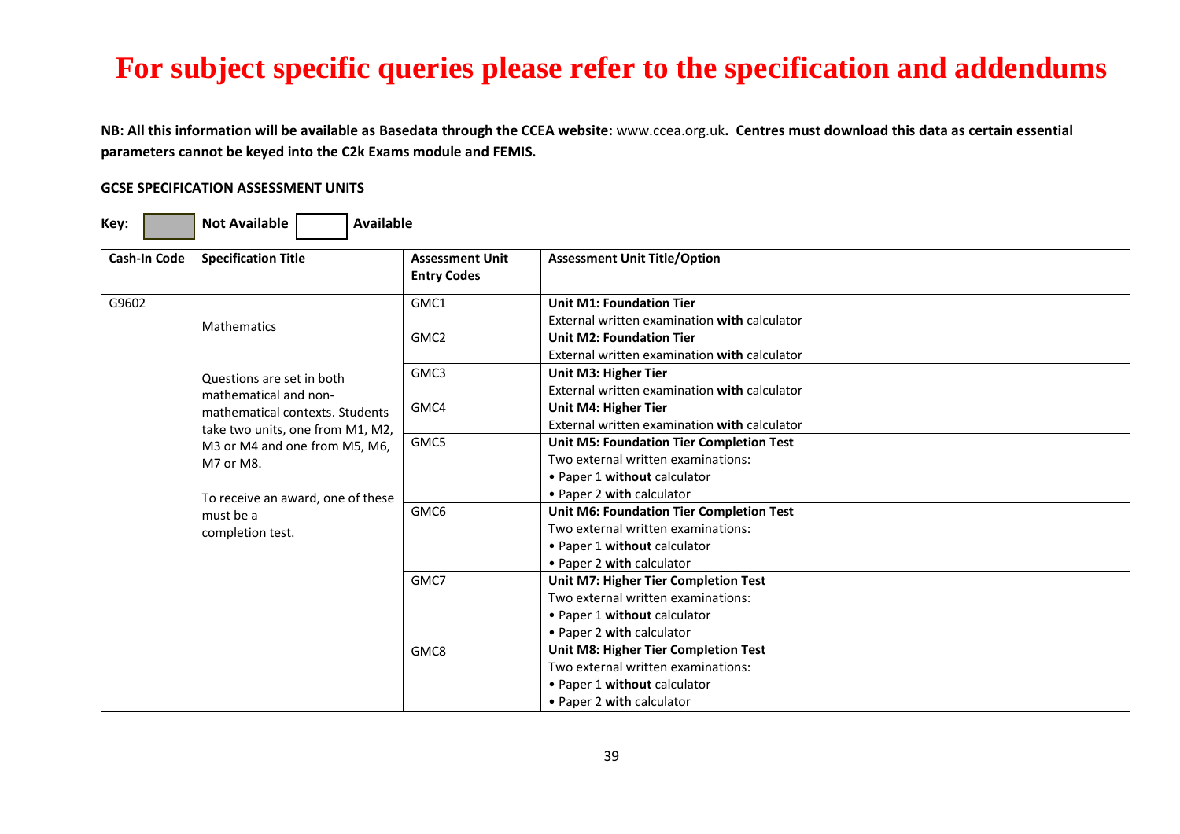# For subject specific queries please refer to the specification and addendums

**NB: All this information will be available as Basedata through the CCEA website:** www.ccea.org.uk**. Centres must download this data as certain essential parameters cannot be keyed into the C2k Exams module and FEMIS.**

**GCSE SPECIFICATION ASSESSMENT UNITS**

**Key:** Not Available | Available

| Cash-In Code | Specification Title | Assessment Unit Entry Codes | Assessment Unit Title/Option |
|---|---|---|---|
| G9602 | Mathematics<br><br>Questions are set in both mathematical and non-mathematical contexts. Students take two units, one from M1, M2, M3 or M4 and one from M5, M6, M7 or M8.<br><br>To receive an award, one of these must be a completion test. | GMC1 | **Unit M1: Foundation Tier**<br>External written examination **with** calculator |
| | | GMC2 | **Unit M2: Foundation Tier**<br>External written examination **with** calculator |
| | | GMC3 | **Unit M3: Higher Tier**<br>External written examination **with** calculator |
| | | GMC4 | **Unit M4: Higher Tier**<br>External written examination **with** calculator |
| | | GMC5 | **Unit M5: Foundation Tier Completion Test**<br>Two external written examinations:<br>• Paper 1 **without** calculator<br>• Paper 2 **with** calculator |
| | | GMC6 | **Unit M6: Foundation Tier Completion Test**<br>Two external written examinations:<br>• Paper 1 **without** calculator<br>• Paper 2 **with** calculator |
| | | GMC7 | **Unit M7: Higher Tier Completion Test**<br>Two external written examinations:<br>• Paper 1 **without** calculator<br>• Paper 2 **with** calculator |
| | | GMC8 | **Unit M8: Higher Tier Completion Test**<br>Two external written examinations:<br>• Paper 1 **without** calculator<br>• Paper 2 **with** calculator |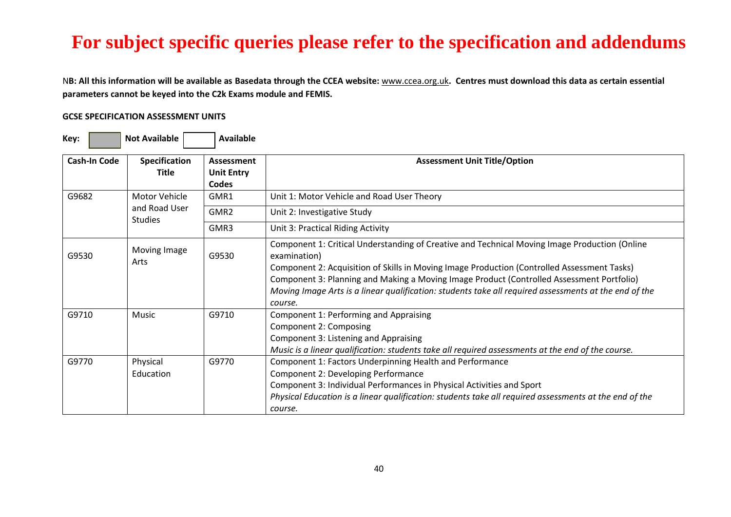# For subject specific queries please refer to the specification and addendums

**NB: All this information will be available as Basedata through the CCEA website:** www.ccea.org.uk**. Centres must download this data as certain essential parameters cannot be keyed into the C2k Exams module and FEMIS.**

**GCSE SPECIFICATION ASSESSMENT UNITS**

**Key:** ▒ **Not Available** ☐ **Available**

| Cash-In Code | Specification Title | Assessment Unit Entry Codes | Assessment Unit Title/Option |
|---|---|---|---|
| G9682 | Motor Vehicle and Road User Studies | GMR1 | Unit 1: Motor Vehicle and Road User Theory |
| | | GMR2 | Unit 2: Investigative Study |
| | | GMR3 | Unit 3: Practical Riding Activity |
| G9530 | Moving Image Arts | G9530 | Component 1: Critical Understanding of Creative and Technical Moving Image Production (Online examination)<br>Component 2: Acquisition of Skills in Moving Image Production (Controlled Assessment Tasks)<br>Component 3: Planning and Making a Moving Image Product (Controlled Assessment Portfolio)<br>*Moving Image Arts is a linear qualification: students take all required assessments at the end of the course.* |
| G9710 | Music | G9710 | Component 1: Performing and Appraising<br>Component 2: Composing<br>Component 3: Listening and Appraising<br>*Music is a linear qualification: students take all required assessments at the end of the course.* |
| G9770 | Physical Education | G9770 | Component 1: Factors Underpinning Health and Performance<br>Component 2: Developing Performance<br>Component 3: Individual Performances in Physical Activities and Sport<br>*Physical Education is a linear qualification: students take all required assessments at the end of the course.* |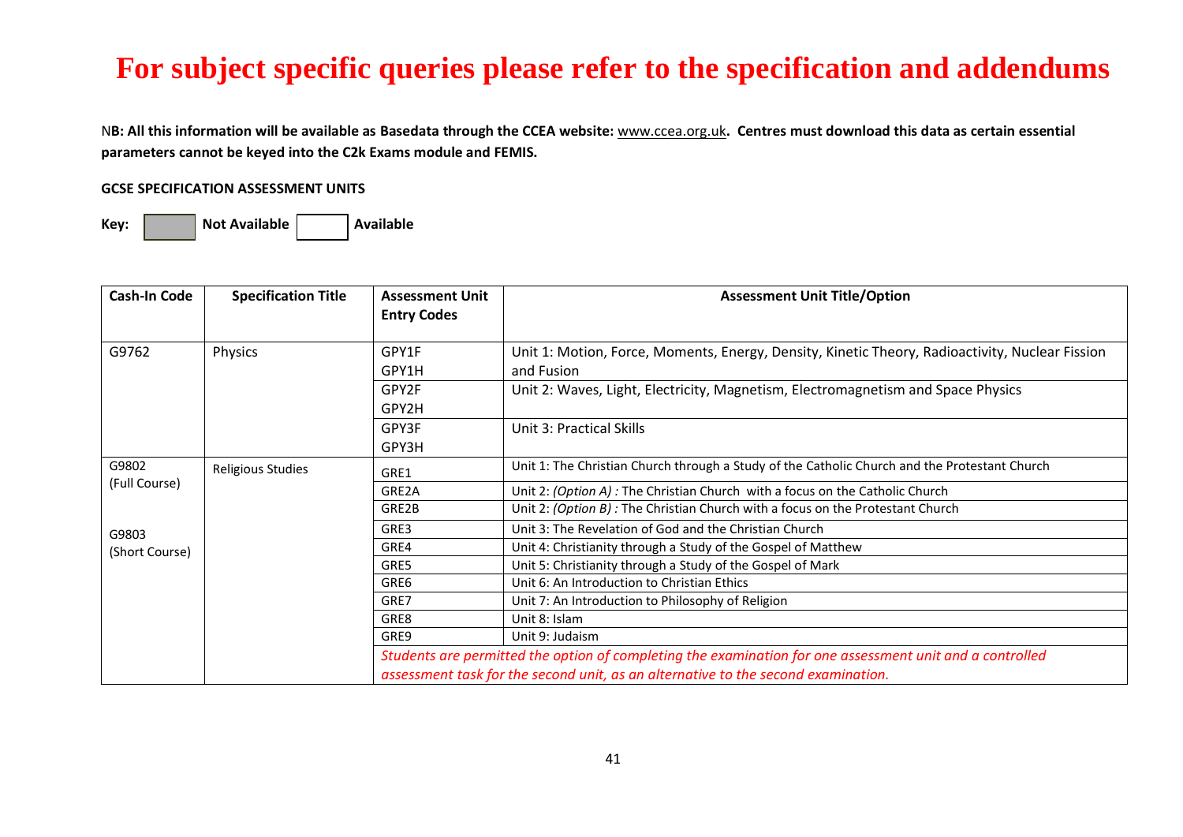# For subject specific queries please refer to the specification and addendums

**NB: All this information will be available as Basedata through the CCEA website:** www.ccea.org.uk**. Centres must download this data as certain essential parameters cannot be keyed into the C2k Exams module and FEMIS.**

**GCSE SPECIFICATION ASSESSMENT UNITS**

**Key:** Not Available | Available

| Cash-In Code | Specification Title | Assessment Unit Entry Codes | Assessment Unit Title/Option |
|---|---|---|---|
| G9762 | Physics | GPY1F<br>GPY1H | Unit 1: Motion, Force, Moments, Energy, Density, Kinetic Theory, Radioactivity, Nuclear Fission and Fusion |
| | | GPY2F<br>GPY2H | Unit 2: Waves, Light, Electricity, Magnetism, Electromagnetism and Space Physics |
| | | GPY3F<br>GPY3H | Unit 3: Practical Skills |
| G9802<br>(Full Course)<br><br>G9803<br>(Short Course) | Religious Studies | GRE1 | Unit 1: The Christian Church through a Study of the Catholic Church and the Protestant Church |
| | | GRE2A | Unit 2: *(Option A)* : The Christian Church with a focus on the Catholic Church |
| | | GRE2B | Unit 2: *(Option B)* : The Christian Church with a focus on the Protestant Church |
| | | GRE3 | Unit 3: The Revelation of God and the Christian Church |
| | | GRE4 | Unit 4: Christianity through a Study of the Gospel of Matthew |
| | | GRE5 | Unit 5: Christianity through a Study of the Gospel of Mark |
| | | GRE6 | Unit 6: An Introduction to Christian Ethics |
| | | GRE7 | Unit 7: An Introduction to Philosophy of Religion |
| | | GRE8 | Unit 8: Islam |
| | | GRE9 | Unit 9: Judaism |
| | | *Students are permitted the option of completing the examination for one assessment unit and a controlled assessment task for the second unit, as an alternative to the second examination.* | |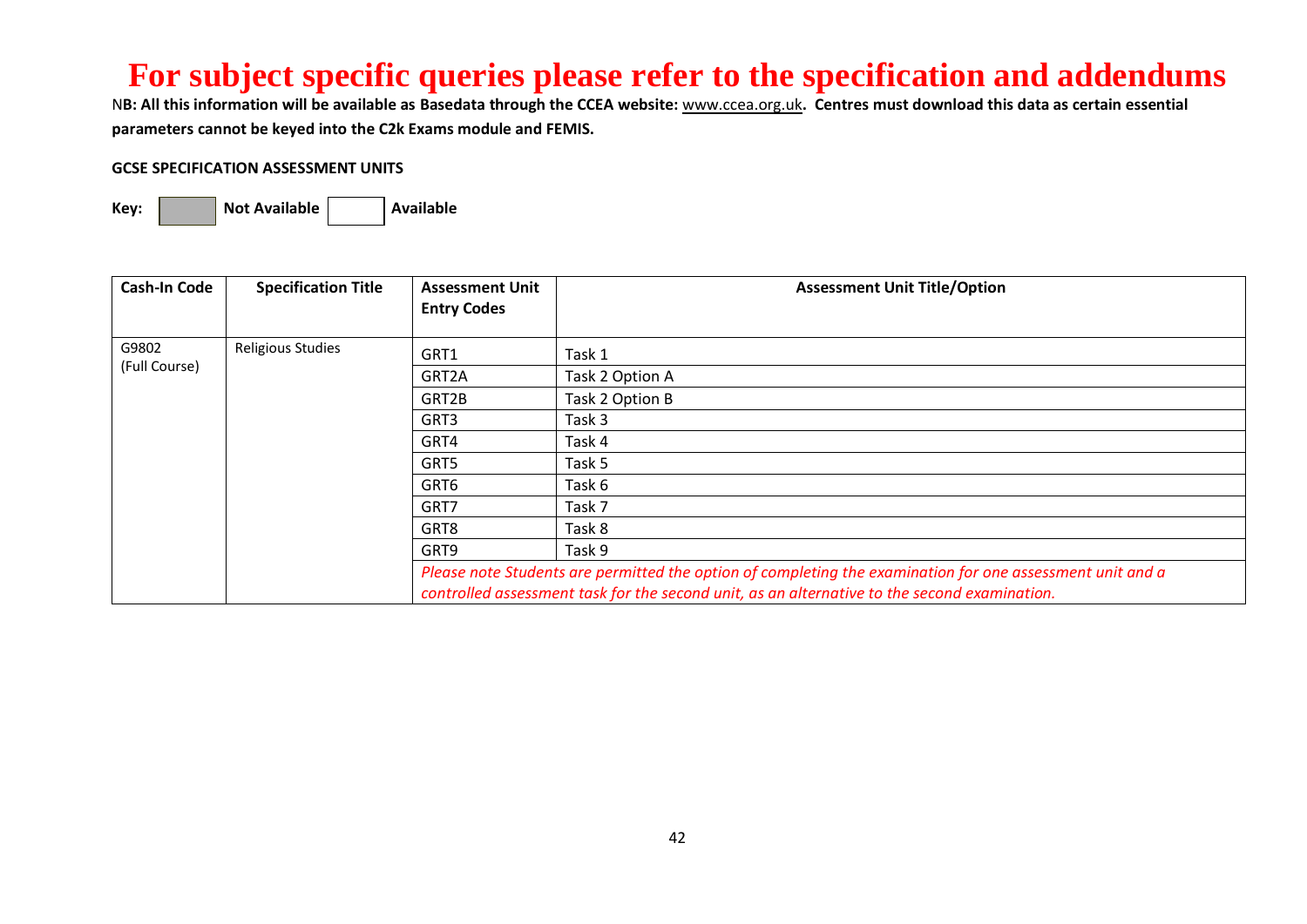# For subject specific queries please refer to the specification and addendums

**NB: All this information will be available as Basedata through the CCEA website: www.ccea.org.uk. Centres must download this data as certain essential parameters cannot be keyed into the C2k Exams module and FEMIS.**

**GCSE SPECIFICATION ASSESSMENT UNITS**

**Key:** | Not Available | Available |
|---|---|

| Cash-In Code | Specification Title | Assessment Unit Entry Codes | Assessment Unit Title/Option |
|---|---|---|---|
| G9802 (Full Course) | Religious Studies | GRT1 | Task 1 |
| | | GRT2A | Task 2 Option A |
| | | GRT2B | Task 2 Option B |
| | | GRT3 | Task 3 |
| | | GRT4 | Task 4 |
| | | GRT5 | Task 5 |
| | | GRT6 | Task 6 |
| | | GRT7 | Task 7 |
| | | GRT8 | Task 8 |
| | | GRT9 | Task 9 |
| | | *Please note Students are permitted the option of completing the examination for one assessment unit and a controlled assessment task for the second unit, as an alternative to the second examination.* | |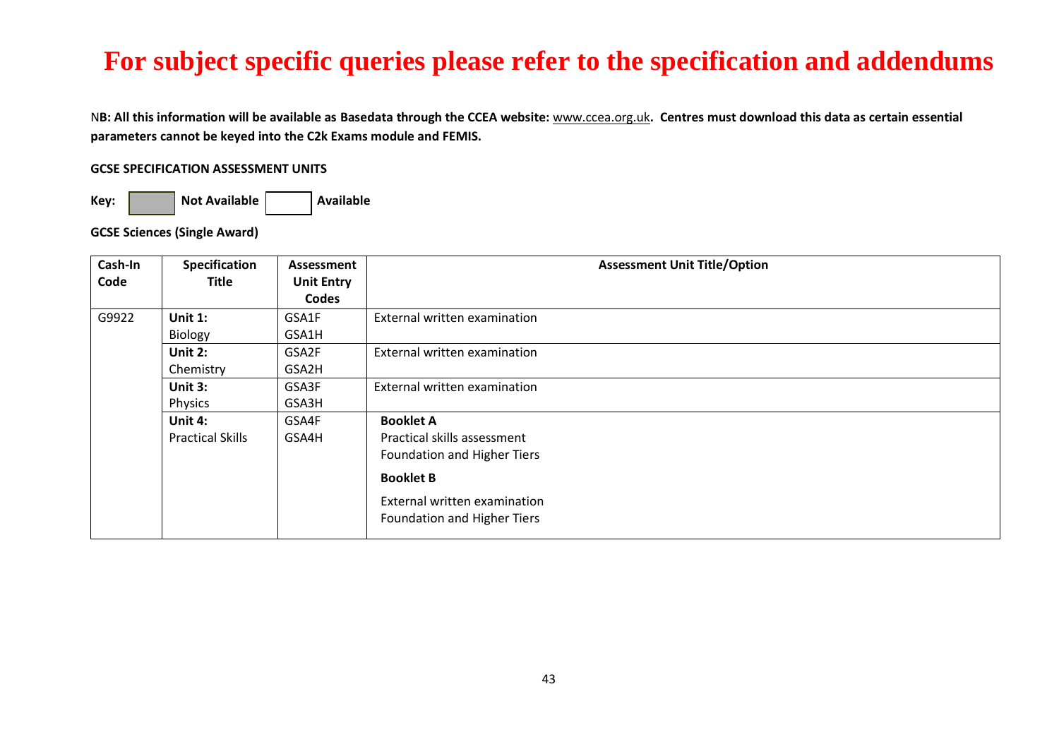# For subject specific queries please refer to the specification and addendums

**NB: All this information will be available as Basedata through the CCEA website:** www.ccea.org.uk**. Centres must download this data as certain essential parameters cannot be keyed into the C2k Exams module and FEMIS.**

**GCSE SPECIFICATION ASSESSMENT UNITS**

**Key:** Not Available | Available

**GCSE Sciences (Single Award)**

| Cash-In Code | Specification Title | Assessment Unit Entry Codes | Assessment Unit Title/Option |
|---|---|---|---|
| G9922 | **Unit 1:** Biology | GSA1F GSA1H | External written examination |
| | **Unit 2:** Chemistry | GSA2F GSA2H | External written examination |
| | **Unit 3:** Physics | GSA3F GSA3H | External written examination |
| | **Unit 4:** Practical Skills | GSA4F GSA4H | **Booklet A** Practical skills assessment Foundation and Higher Tiers **Booklet B** External written examination Foundation and Higher Tiers |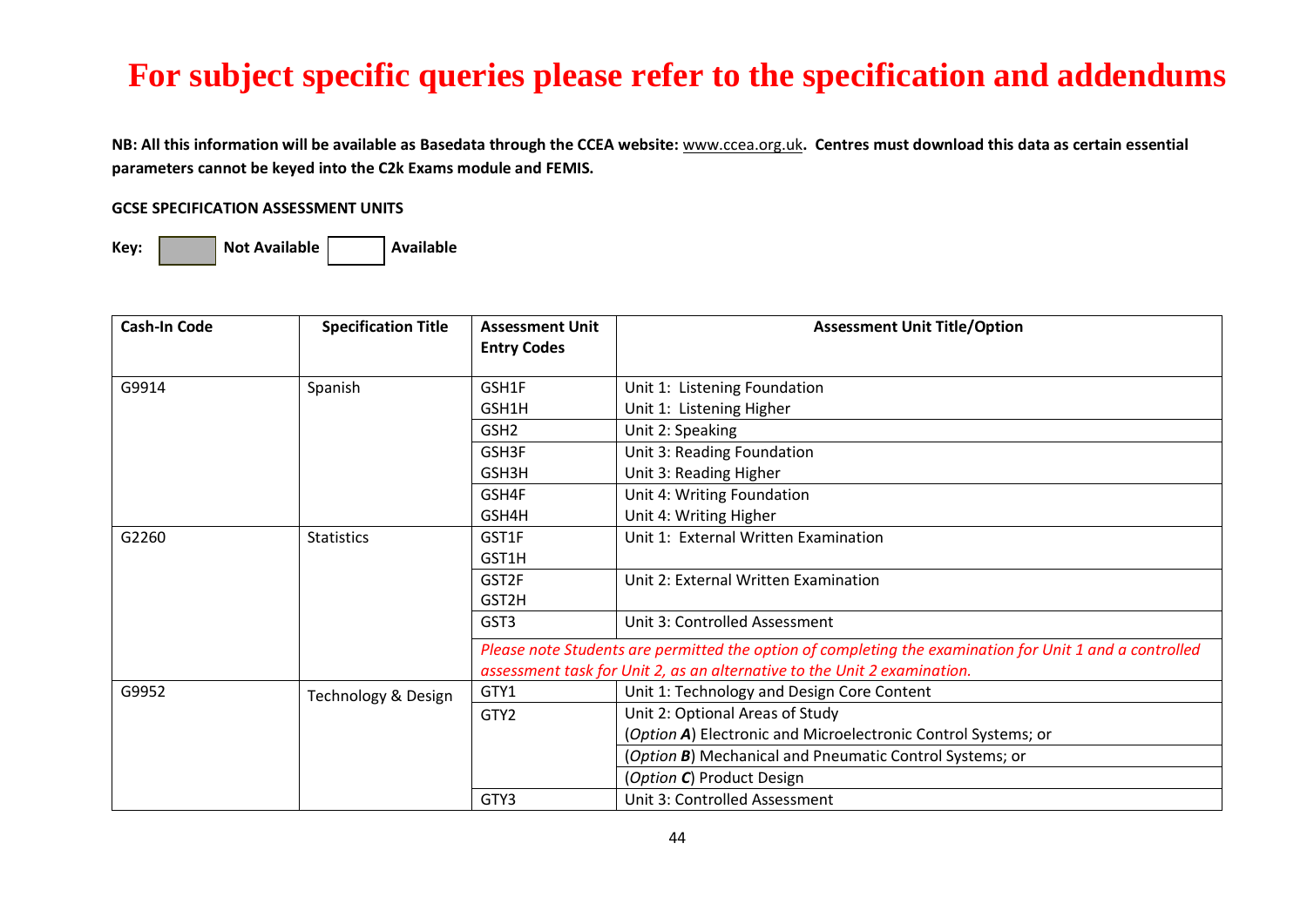# For subject specific queries please refer to the specification and addendums

**NB: All this information will be available as Basedata through the CCEA website:** www.ccea.org.uk**. Centres must download this data as certain essential parameters cannot be keyed into the C2k Exams module and FEMIS.**

**GCSE SPECIFICATION ASSESSMENT UNITS**

**Key:** Not Available | Available

| Cash-In Code | Specification Title | Assessment Unit Entry Codes | Assessment Unit Title/Option |
|---|---|---|---|
| G9914 | Spanish | GSH1F<br>GSH1H | Unit 1: Listening Foundation<br>Unit 1: Listening Higher |
| | | GSH2 | Unit 2: Speaking |
| | | GSH3F<br>GSH3H | Unit 3: Reading Foundation<br>Unit 3: Reading Higher |
| | | GSH4F<br>GSH4H | Unit 4: Writing Foundation<br>Unit 4: Writing Higher |
| G2260 | Statistics | GST1F<br>GST1H | Unit 1: External Written Examination |
| | | GST2F<br>GST2H | Unit 2: External Written Examination |
| | | GST3 | Unit 3: Controlled Assessment |
| | | *Please note Students are permitted the option of completing the examination for Unit 1 and a controlled assessment task for Unit 2, as an alternative to the Unit 2 examination.* | |
| G9952 | Technology & Design | GTY1 | Unit 1: Technology and Design Core Content |
| | | GTY2 | Unit 2: Optional Areas of Study<br>(*Option **A***) Electronic and Microelectronic Control Systems; or |
| | | | (*Option **B***) Mechanical and Pneumatic Control Systems; or |
| | | | (*Option **C***) Product Design |
| | | GTY3 | Unit 3: Controlled Assessment |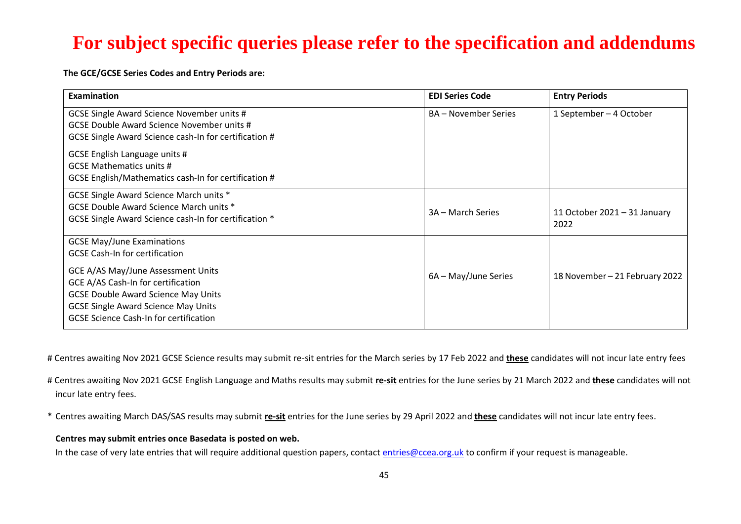# For subject specific queries please refer to the specification and addendums

**The GCE/GCSE Series Codes and Entry Periods are:**

| Examination | EDI Series Code | Entry Periods |
|---|---|---|
| GCSE Single Award Science November units #<br>GCSE Double Award Science November units #<br>GCSE Single Award Science cash-In for certification #<br><br>GCSE English Language units #<br>GCSE Mathematics units #<br>GCSE English/Mathematics cash-In for certification # | BA – November Series | 1 September – 4 October |
| GCSE Single Award Science March units *<br>GCSE Double Award Science March units *<br>GCSE Single Award Science cash-In for certification * | 3A – March Series | 11 October 2021 – 31 January 2022 |
| GCSE May/June Examinations<br>GCSE Cash-In for certification<br><br>GCE A/AS May/June Assessment Units<br>GCE A/AS Cash-In for certification<br>GCSE Double Award Science May Units<br>GCSE Single Award Science May Units<br>GCSE Science Cash-In for certification | 6A – May/June Series | 18 November – 21 February 2022 |

# Centres awaiting Nov 2021 GCSE Science results may submit re-sit entries for the March series by 17 Feb 2022 and **these** candidates will not incur late entry fees

# Centres awaiting Nov 2021 GCSE English Language and Maths results may submit **re-sit** entries for the June series by 21 March 2022 and **these** candidates will not incur late entry fees.

* Centres awaiting March DAS/SAS results may submit **re-sit** entries for the June series by 29 April 2022 and **these** candidates will not incur late entry fees.

**Centres may submit entries once Basedata is posted on web.**

In the case of very late entries that will require additional question papers, contact entries@ccea.org.uk to confirm if your request is manageable.